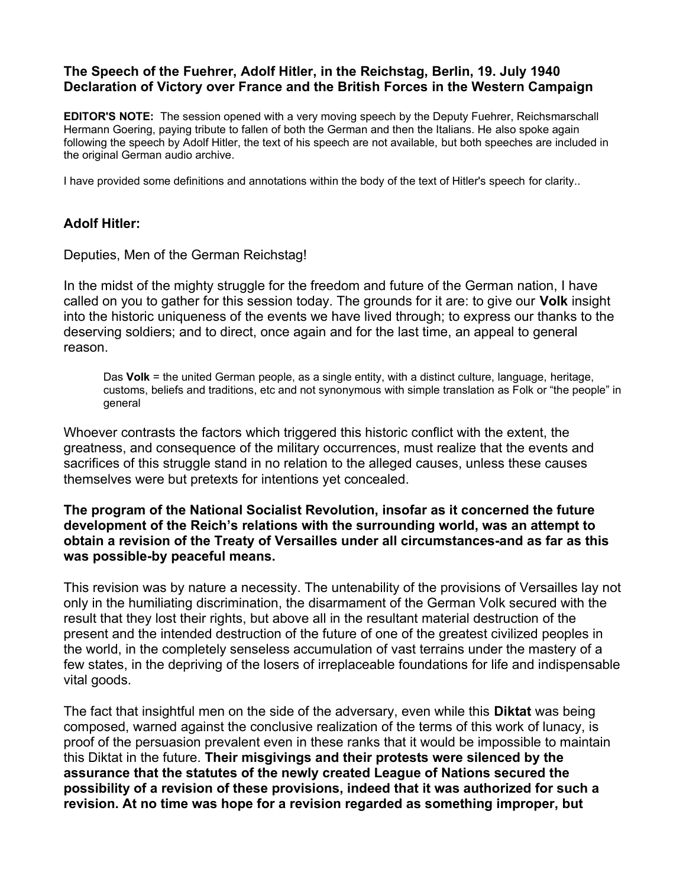**The Speech of the Fuehrer, Adolf Hitler, in the Reichstag, Berlin, 19. July 1940**
**Declaration of Victory over France and the British Forces in the Western Campaign**

**EDITOR'S NOTE:** The session opened with a very moving speech by the Deputy Fuehrer, Reichsmarschall Hermann Goering, paying tribute to fallen of both the German and then the Italians. He also spoke again following the speech by Adolf Hitler, the text of his speech are not available, but both speeches are included in the original German audio archive.

I have provided some definitions and annotations within the body of the text of Hitler's speech for clarity..

## Adolf Hitler:

Deputies, Men of the German Reichstag!

In the midst of the mighty struggle for the freedom and future of the German nation, I have called on you to gather for this session today. The grounds for it are: to give our **Volk** insight into the historic uniqueness of the events we have lived through; to express our thanks to the deserving soldiers; and to direct, once again and for the last time, an appeal to general reason.

> Das **Volk** = the united German people, as a single entity, with a distinct culture, language, heritage, customs, beliefs and traditions, etc and not synonymous with simple translation as Folk or "the people" in general

Whoever contrasts the factors which triggered this historic conflict with the extent, the greatness, and consequence of the military occurrences, must realize that the events and sacrifices of this struggle stand in no relation to the alleged causes, unless these causes themselves were but pretexts for intentions yet concealed.

**The program of the National Socialist Revolution, insofar as it concerned the future development of the Reich's relations with the surrounding world, was an attempt to obtain a revision of the Treaty of Versailles under all circumstances-and as far as this was possible-by peaceful means.**

This revision was by nature a necessity. The untenability of the provisions of Versailles lay not only in the humiliating discrimination, the disarmament of the German Volk secured with the result that they lost their rights, but above all in the resultant material destruction of the present and the intended destruction of the future of one of the greatest civilized peoples in the world, in the completely senseless accumulation of vast terrains under the mastery of a few states, in the depriving of the losers of irreplaceable foundations for life and indispensable vital goods.

The fact that insightful men on the side of the adversary, even while this **Diktat** was being composed, warned against the conclusive realization of the terms of this work of lunacy, is proof of the persuasion prevalent even in these ranks that it would be impossible to maintain this Diktat in the future. **Their misgivings and their protests were silenced by the assurance that the statutes of the newly created League of Nations secured the possibility of a revision of these provisions, indeed that it was authorized for such a revision. At no time was hope for a revision regarded as something improper, but**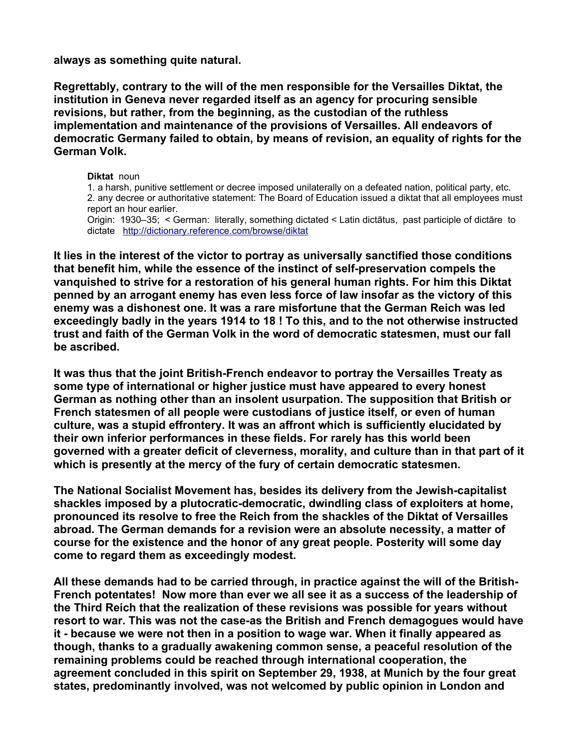**always as something quite natural.**

**Regrettably, contrary to the will of the men responsible for the Versailles Diktat, the institution in Geneva never regarded itself as an agency for procuring sensible revisions, but rather, from the beginning, as the custodian of the ruthless implementation and maintenance of the provisions of Versailles. All endeavors of democratic Germany failed to obtain, by means of revision, an equality of rights for the German Volk.**

> **Diktat** noun
> 1. a harsh, punitive settlement or decree imposed unilaterally on a defeated nation, political party, etc.
> 2. any decree or authoritative statement: The Board of Education issued a diktat that all employees must report an hour earlier.
> Origin: 1930–35; < German: literally, something dictated < Latin dictātus, past participle of dictāre to dictate http://dictionary.reference.com/browse/diktat

**It lies in the interest of the victor to portray as universally sanctified those conditions that benefit him, while the essence of the instinct of self-preservation compels the vanquished to strive for a restoration of his general human rights. For him this Diktat penned by an arrogant enemy has even less force of law insofar as the victory of this enemy was a dishonest one. It was a rare misfortune that the German Reich was led exceedingly badly in the years 1914 to 18 ! To this, and to the not otherwise instructed trust and faith of the German Volk in the word of democratic statesmen, must our fall be ascribed.**

**It was thus that the joint British-French endeavor to portray the Versailles Treaty as some type of international or higher justice must have appeared to every honest German as nothing other than an insolent usurpation. The supposition that British or French statesmen of all people were custodians of justice itself, or even of human culture, was a stupid effrontery. It was an affront which is sufficiently elucidated by their own inferior performances in these fields. For rarely has this world been governed with a greater deficit of cleverness, morality, and culture than in that part of it which is presently at the mercy of the fury of certain democratic statesmen.**

**The National Socialist Movement has, besides its delivery from the Jewish-capitalist shackles imposed by a plutocratic-democratic, dwindling class of exploiters at home, pronounced its resolve to free the Reich from the shackles of the Diktat of Versailles abroad. The German demands for a revision were an absolute necessity, a matter of course for the existence and the honor of any great people. Posterity will some day come to regard them as exceedingly modest.**

**All these demands had to be carried through, in practice against the will of the British-French potentates! Now more than ever we all see it as a success of the leadership of the Third Reich that the realization of these revisions was possible for years without resort to war. This was not the case-as the British and French demagogues would have it - because we were not then in a position to wage war. When it finally appeared as though, thanks to a gradually awakening common sense, a peaceful resolution of the remaining problems could be reached through international cooperation, the agreement concluded in this spirit on September 29, 1938, at Munich by the four great states, predominantly involved, was not welcomed by public opinion in London and**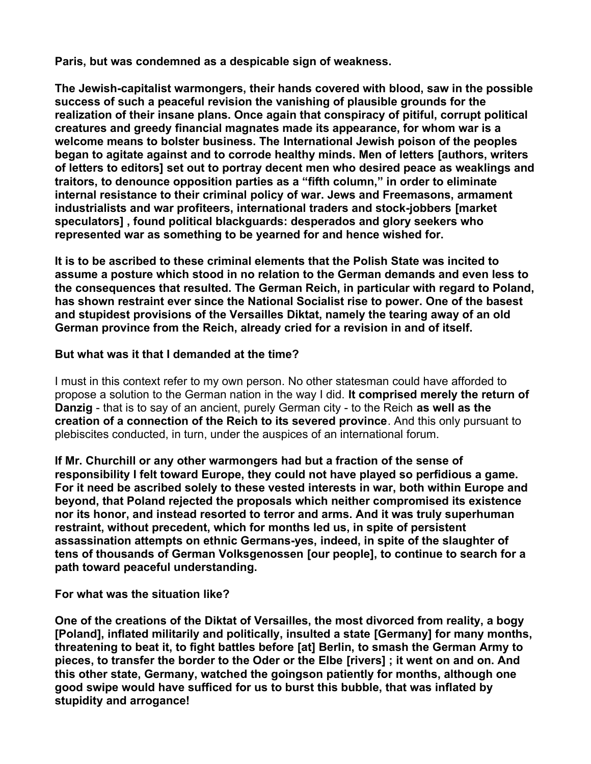**Paris, but was condemned as a despicable sign of weakness.**

**The Jewish-capitalist warmongers, their hands covered with blood, saw in the possible success of such a peaceful revision the vanishing of plausible grounds for the realization of their insane plans. Once again that conspiracy of pitiful, corrupt political creatures and greedy financial magnates made its appearance, for whom war is a welcome means to bolster business. The International Jewish poison of the peoples began to agitate against and to corrode healthy minds. Men of letters [authors, writers of letters to editors] set out to portray decent men who desired peace as weaklings and traitors, to denounce opposition parties as a "fifth column," in order to eliminate internal resistance to their criminal policy of war. Jews and Freemasons, armament industrialists and war profiteers, international traders and stock-jobbers [market speculators] , found political blackguards: desperados and glory seekers who represented war as something to be yearned for and hence wished for.**

**It is to be ascribed to these criminal elements that the Polish State was incited to assume a posture which stood in no relation to the German demands and even less to the consequences that resulted. The German Reich, in particular with regard to Poland, has shown restraint ever since the National Socialist rise to power. One of the basest and stupidest provisions of the Versailles Diktat, namely the tearing away of an old German province from the Reich, already cried for a revision in and of itself.**

**But what was it that I demanded at the time?**

I must in this context refer to my own person. No other statesman could have afforded to propose a solution to the German nation in the way I did. **It comprised merely the return of Danzig** - that is to say of an ancient, purely German city - to the Reich **as well as the creation of a connection of the Reich to its severed province**. And this only pursuant to plebiscites conducted, in turn, under the auspices of an international forum.

**If Mr. Churchill or any other warmongers had but a fraction of the sense of responsibility I felt toward Europe, they could not have played so perfidious a game. For it need be ascribed solely to these vested interests in war, both within Europe and beyond, that Poland rejected the proposals which neither compromised its existence nor its honor, and instead resorted to terror and arms. And it was truly superhuman restraint, without precedent, which for months led us, in spite of persistent assassination attempts on ethnic Germans-yes, indeed, in spite of the slaughter of tens of thousands of German Volksgenossen [our people], to continue to search for a path toward peaceful understanding.**

**For what was the situation like?**

**One of the creations of the Diktat of Versailles, the most divorced from reality, a bogy [Poland], inflated militarily and politically, insulted a state [Germany] for many months, threatening to beat it, to fight battles before [at] Berlin, to smash the German Army to pieces, to transfer the border to the Oder or the Elbe [rivers] ; it went on and on. And this other state, Germany, watched the goingson patiently for months, although one good swipe would have sufficed for us to burst this bubble, that was inflated by stupidity and arrogance!**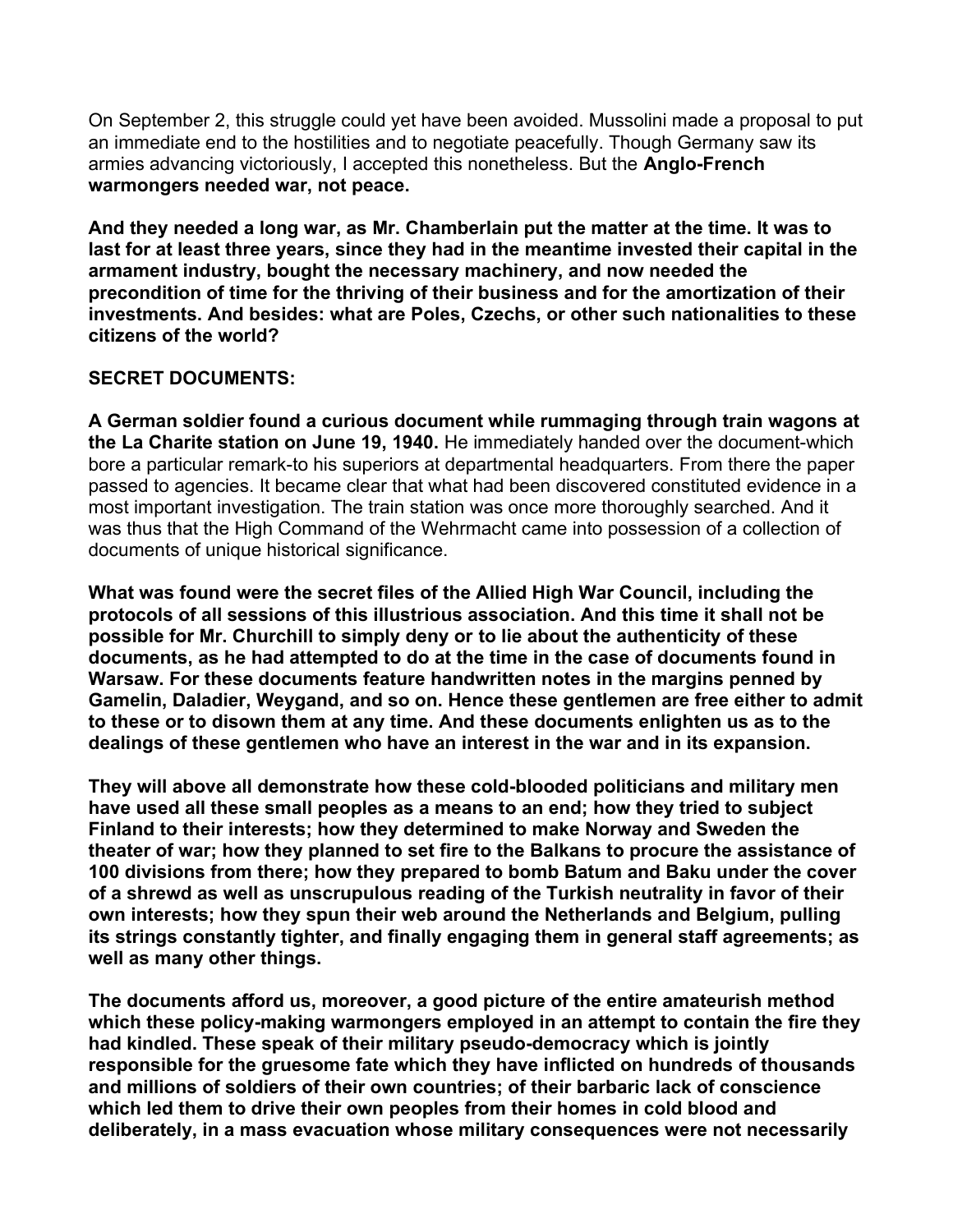On September 2, this struggle could yet have been avoided. Mussolini made a proposal to put an immediate end to the hostilities and to negotiate peacefully. Though Germany saw its armies advancing victoriously, I accepted this nonetheless. But the **Anglo-French warmongers needed war, not peace.**

**And they needed a long war, as Mr. Chamberlain put the matter at the time. It was to last for at least three years, since they had in the meantime invested their capital in the armament industry, bought the necessary machinery, and now needed the precondition of time for the thriving of their business and for the amortization of their investments. And besides: what are Poles, Czechs, or other such nationalities to these citizens of the world?**

**SECRET DOCUMENTS:**

**A German soldier found a curious document while rummaging through train wagons at the La Charite station on June 19, 1940.** He immediately handed over the document-which bore a particular remark-to his superiors at departmental headquarters. From there the paper passed to agencies. It became clear that what had been discovered constituted evidence in a most important investigation. The train station was once more thoroughly searched. And it was thus that the High Command of the Wehrmacht came into possession of a collection of documents of unique historical significance.

**What was found were the secret files of the Allied High War Council, including the protocols of all sessions of this illustrious association. And this time it shall not be possible for Mr. Churchill to simply deny or to lie about the authenticity of these documents, as he had attempted to do at the time in the case of documents found in Warsaw. For these documents feature handwritten notes in the margins penned by Gamelin, Daladier, Weygand, and so on. Hence these gentlemen are free either to admit to these or to disown them at any time. And these documents enlighten us as to the dealings of these gentlemen who have an interest in the war and in its expansion.**

**They will above all demonstrate how these cold-blooded politicians and military men have used all these small peoples as a means to an end; how they tried to subject Finland to their interests; how they determined to make Norway and Sweden the theater of war; how they planned to set fire to the Balkans to procure the assistance of 100 divisions from there; how they prepared to bomb Batum and Baku under the cover of a shrewd as well as unscrupulous reading of the Turkish neutrality in favor of their own interests; how they spun their web around the Netherlands and Belgium, pulling its strings constantly tighter, and finally engaging them in general staff agreements; as well as many other things.**

**The documents afford us, moreover, a good picture of the entire amateurish method which these policy-making warmongers employed in an attempt to contain the fire they had kindled. These speak of their military pseudo-democracy which is jointly responsible for the gruesome fate which they have inflicted on hundreds of thousands and millions of soldiers of their own countries; of their barbaric lack of conscience which led them to drive their own peoples from their homes in cold blood and deliberately, in a mass evacuation whose military consequences were not necessarily**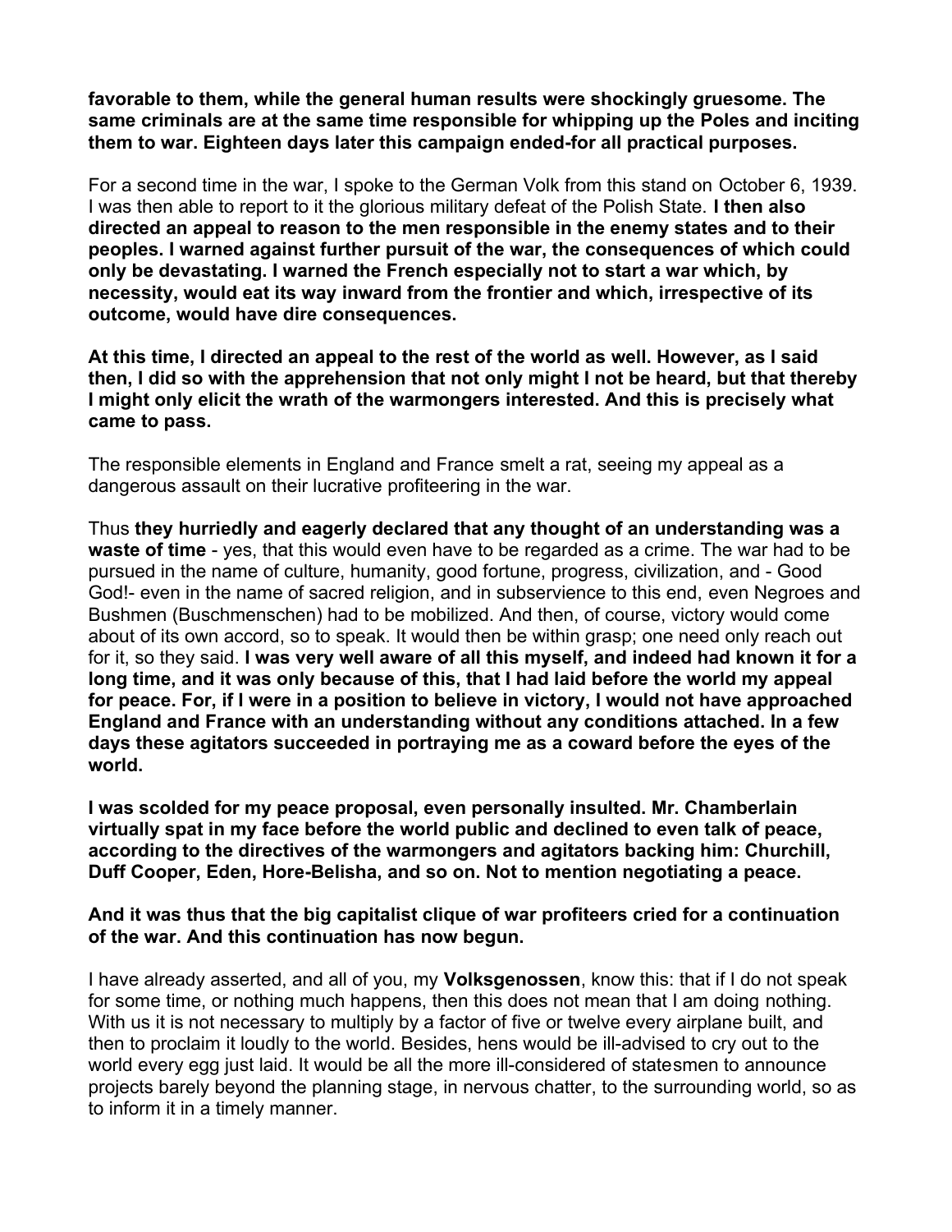**favorable to them, while the general human results were shockingly gruesome. The same criminals are at the same time responsible for whipping up the Poles and inciting them to war. Eighteen days later this campaign ended-for all practical purposes.**

For a second time in the war, I spoke to the German Volk from this stand on October 6, 1939. I was then able to report to it the glorious military defeat of the Polish State. **I then also directed an appeal to reason to the men responsible in the enemy states and to their peoples. I warned against further pursuit of the war, the consequences of which could only be devastating. I warned the French especially not to start a war which, by necessity, would eat its way inward from the frontier and which, irrespective of its outcome, would have dire consequences.**

**At this time, I directed an appeal to the rest of the world as well. However, as I said then, I did so with the apprehension that not only might I not be heard, but that thereby I might only elicit the wrath of the warmongers interested. And this is precisely what came to pass.**

The responsible elements in England and France smelt a rat, seeing my appeal as a dangerous assault on their lucrative profiteering in the war.

Thus **they hurriedly and eagerly declared that any thought of an understanding was a waste of time** - yes, that this would even have to be regarded as a crime. The war had to be pursued in the name of culture, humanity, good fortune, progress, civilization, and - Good God!- even in the name of sacred religion, and in subservience to this end, even Negroes and Bushmen (Buschmenschen) had to be mobilized. And then, of course, victory would come about of its own accord, so to speak. It would then be within grasp; one need only reach out for it, so they said. **I was very well aware of all this myself, and indeed had known it for a long time, and it was only because of this, that I had laid before the world my appeal for peace. For, if I were in a position to believe in victory, I would not have approached England and France with an understanding without any conditions attached. In a few days these agitators succeeded in portraying me as a coward before the eyes of the world.**

**I was scolded for my peace proposal, even personally insulted. Mr. Chamberlain virtually spat in my face before the world public and declined to even talk of peace, according to the directives of the warmongers and agitators backing him: Churchill, Duff Cooper, Eden, Hore-Belisha, and so on. Not to mention negotiating a peace.**

**And it was thus that the big capitalist clique of war profiteers cried for a continuation of the war. And this continuation has now begun.**

I have already asserted, and all of you, my **Volksgenossen**, know this: that if I do not speak for some time, or nothing much happens, then this does not mean that I am doing nothing. With us it is not necessary to multiply by a factor of five or twelve every airplane built, and then to proclaim it loudly to the world. Besides, hens would be ill-advised to cry out to the world every egg just laid. It would be all the more ill-considered of statesmen to announce projects barely beyond the planning stage, in nervous chatter, to the surrounding world, so as to inform it in a timely manner.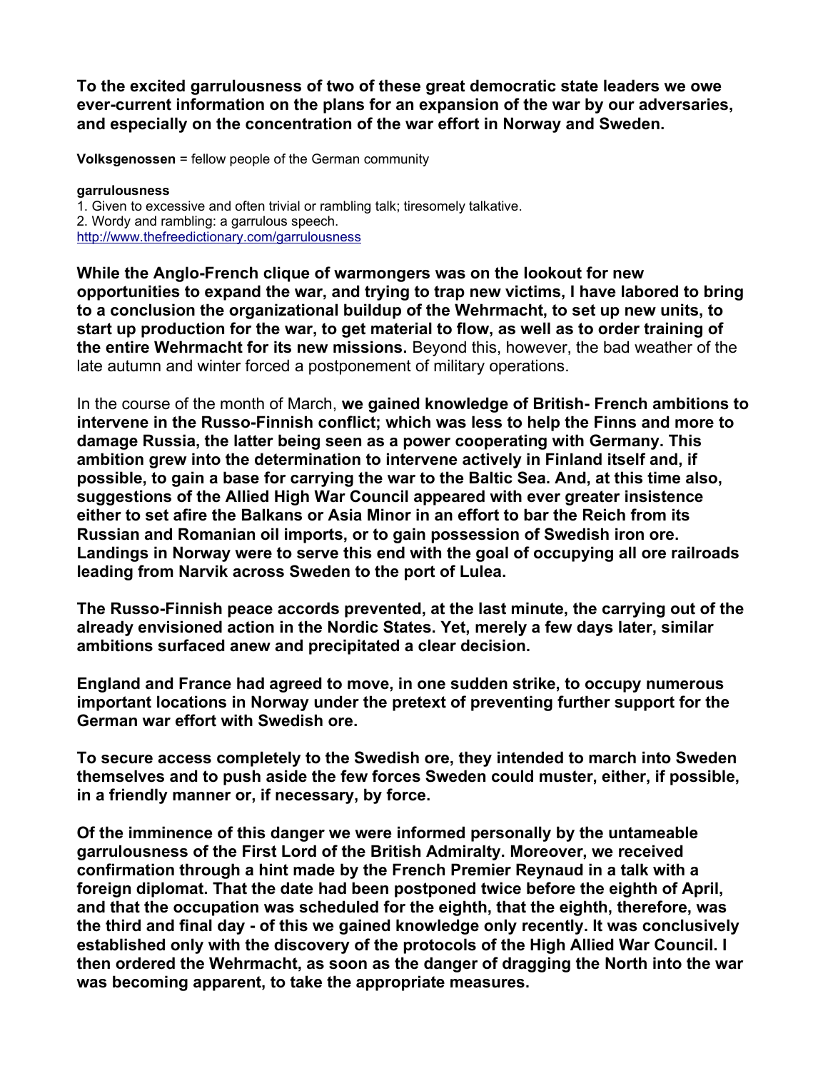**To the excited garrulousness of two of these great democratic state leaders we owe ever-current information on the plans for an expansion of the war by our adversaries, and especially on the concentration of the war effort in Norway and Sweden.**

**Volksgenossen** = fellow people of the German community

**garrulousness**
1. Given to excessive and often trivial or rambling talk; tiresomely talkative.
2. Wordy and rambling: a garrulous speech.
http://www.thefreedictionary.com/garrulousness

**While the Anglo-French clique of warmongers was on the lookout for new opportunities to expand the war, and trying to trap new victims, I have labored to bring to a conclusion the organizational buildup of the Wehrmacht, to set up new units, to start up production for the war, to get material to flow, as well as to order training of the entire Wehrmacht for its new missions.** Beyond this, however, the bad weather of the late autumn and winter forced a postponement of military operations.

In the course of the month of March, **we gained knowledge of British- French ambitions to intervene in the Russo-Finnish conflict; which was less to help the Finns and more to damage Russia, the latter being seen as a power cooperating with Germany. This ambition grew into the determination to intervene actively in Finland itself and, if possible, to gain a base for carrying the war to the Baltic Sea. And, at this time also, suggestions of the Allied High War Council appeared with ever greater insistence either to set afire the Balkans or Asia Minor in an effort to bar the Reich from its Russian and Romanian oil imports, or to gain possession of Swedish iron ore. Landings in Norway were to serve this end with the goal of occupying all ore railroads leading from Narvik across Sweden to the port of Lulea.**

**The Russo-Finnish peace accords prevented, at the last minute, the carrying out of the already envisioned action in the Nordic States. Yet, merely a few days later, similar ambitions surfaced anew and precipitated a clear decision.**

**England and France had agreed to move, in one sudden strike, to occupy numerous important locations in Norway under the pretext of preventing further support for the German war effort with Swedish ore.**

**To secure access completely to the Swedish ore, they intended to march into Sweden themselves and to push aside the few forces Sweden could muster, either, if possible, in a friendly manner or, if necessary, by force.**

**Of the imminence of this danger we were informed personally by the untameable garrulousness of the First Lord of the British Admiralty. Moreover, we received confirmation through a hint made by the French Premier Reynaud in a talk with a foreign diplomat. That the date had been postponed twice before the eighth of April, and that the occupation was scheduled for the eighth, that the eighth, therefore, was the third and final day - of this we gained knowledge only recently. It was conclusively established only with the discovery of the protocols of the High Allied War Council. I then ordered the Wehrmacht, as soon as the danger of dragging the North into the war was becoming apparent, to take the appropriate measures.**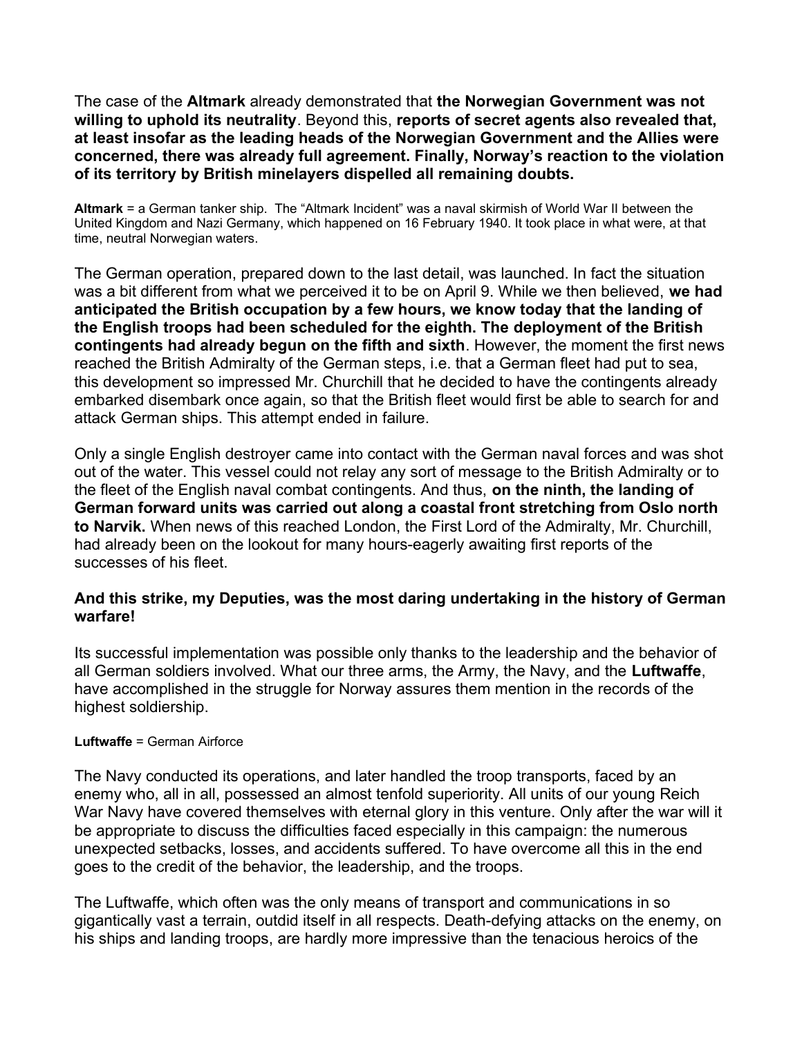The case of the **Altmark** already demonstrated that **the Norwegian Government was not willing to uphold its neutrality**. Beyond this, **reports of secret agents also revealed that, at least insofar as the leading heads of the Norwegian Government and the Allies were concerned, there was already full agreement. Finally, Norway's reaction to the violation of its territory by British minelayers dispelled all remaining doubts.**

**Altmark** = a German tanker ship. The "Altmark Incident" was a naval skirmish of World War II between the United Kingdom and Nazi Germany, which happened on 16 February 1940. It took place in what were, at that time, neutral Norwegian waters.

The German operation, prepared down to the last detail, was launched. In fact the situation was a bit different from what we perceived it to be on April 9. While we then believed, **we had anticipated the British occupation by a few hours, we know today that the landing of the English troops had been scheduled for the eighth. The deployment of the British contingents had already begun on the fifth and sixth**. However, the moment the first news reached the British Admiralty of the German steps, i.e. that a German fleet had put to sea, this development so impressed Mr. Churchill that he decided to have the contingents already embarked disembark once again, so that the British fleet would first be able to search for and attack German ships. This attempt ended in failure.

Only a single English destroyer came into contact with the German naval forces and was shot out of the water. This vessel could not relay any sort of message to the British Admiralty or to the fleet of the English naval combat contingents. And thus, **on the ninth, the landing of German forward units was carried out along a coastal front stretching from Oslo north to Narvik.** When news of this reached London, the First Lord of the Admiralty, Mr. Churchill, had already been on the lookout for many hours-eagerly awaiting first reports of the successes of his fleet.

**And this strike, my Deputies, was the most daring undertaking in the history of German warfare!**

Its successful implementation was possible only thanks to the leadership and the behavior of all German soldiers involved. What our three arms, the Army, the Navy, and the **Luftwaffe**, have accomplished in the struggle for Norway assures them mention in the records of the highest soldiership.

**Luftwaffe** = German Airforce

The Navy conducted its operations, and later handled the troop transports, faced by an enemy who, all in all, possessed an almost tenfold superiority. All units of our young Reich War Navy have covered themselves with eternal glory in this venture. Only after the war will it be appropriate to discuss the difficulties faced especially in this campaign: the numerous unexpected setbacks, losses, and accidents suffered. To have overcome all this in the end goes to the credit of the behavior, the leadership, and the troops.

The Luftwaffe, which often was the only means of transport and communications in so gigantically vast a terrain, outdid itself in all respects. Death-defying attacks on the enemy, on his ships and landing troops, are hardly more impressive than the tenacious heroics of the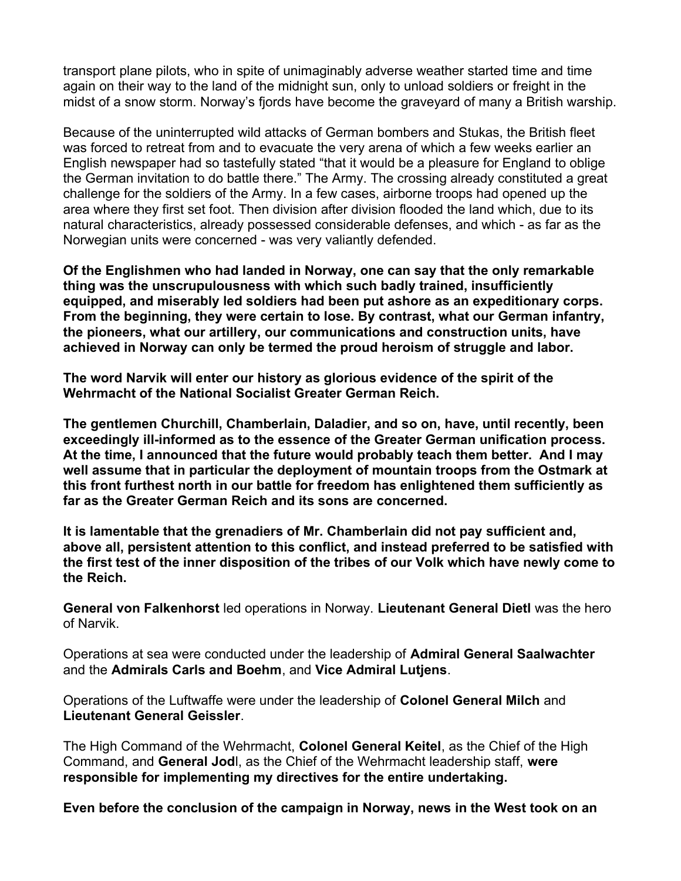transport plane pilots, who in spite of unimaginably adverse weather started time and time again on their way to the land of the midnight sun, only to unload soldiers or freight in the midst of a snow storm. Norway's fjords have become the graveyard of many a British warship.

Because of the uninterrupted wild attacks of German bombers and Stukas, the British fleet was forced to retreat from and to evacuate the very arena of which a few weeks earlier an English newspaper had so tastefully stated "that it would be a pleasure for England to oblige the German invitation to do battle there." The Army. The crossing already constituted a great challenge for the soldiers of the Army. In a few cases, airborne troops had opened up the area where they first set foot. Then division after division flooded the land which, due to its natural characteristics, already possessed considerable defenses, and which - as far as the Norwegian units were concerned - was very valiantly defended.

**Of the Englishmen who had landed in Norway, one can say that the only remarkable thing was the unscrupulousness with which such badly trained, insufficiently equipped, and miserably led soldiers had been put ashore as an expeditionary corps. From the beginning, they were certain to lose. By contrast, what our German infantry, the pioneers, what our artillery, our communications and construction units, have achieved in Norway can only be termed the proud heroism of struggle and labor.**

**The word Narvik will enter our history as glorious evidence of the spirit of the Wehrmacht of the National Socialist Greater German Reich.**

**The gentlemen Churchill, Chamberlain, Daladier, and so on, have, until recently, been exceedingly ill-informed as to the essence of the Greater German unification process. At the time, I announced that the future would probably teach them better. And I may well assume that in particular the deployment of mountain troops from the Ostmark at this front furthest north in our battle for freedom has enlightened them sufficiently as far as the Greater German Reich and its sons are concerned.**

**It is lamentable that the grenadiers of Mr. Chamberlain did not pay sufficient and, above all, persistent attention to this conflict, and instead preferred to be satisfied with the first test of the inner disposition of the tribes of our Volk which have newly come to the Reich.**

**General von Falkenhorst** led operations in Norway. **Lieutenant General Dietl** was the hero of Narvik.

Operations at sea were conducted under the leadership of **Admiral General Saalwachter** and the **Admirals Carls and Boehm**, and **Vice Admiral Lutjens**.

Operations of the Luftwaffe were under the leadership of **Colonel General Milch** and **Lieutenant General Geissler**.

The High Command of the Wehrmacht, **Colonel General Keitel**, as the Chief of the High Command, and **General Jodl**, as the Chief of the Wehrmacht leadership staff, **were responsible for implementing my directives for the entire undertaking.**

**Even before the conclusion of the campaign in Norway, news in the West took on an**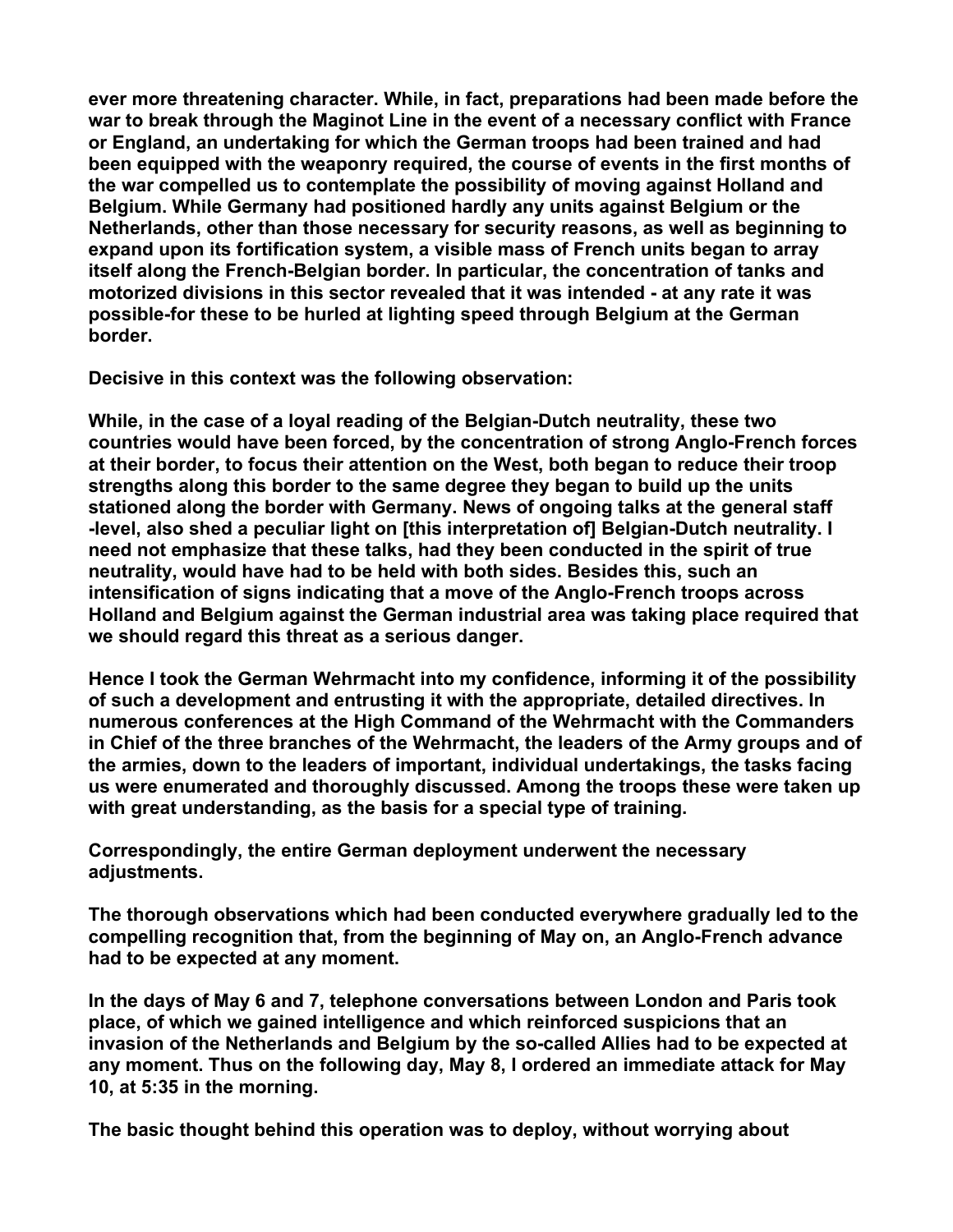**ever more threatening character. While, in fact, preparations had been made before the war to break through the Maginot Line in the event of a necessary conflict with France or England, an undertaking for which the German troops had been trained and had been equipped with the weaponry required, the course of events in the first months of the war compelled us to contemplate the possibility of moving against Holland and Belgium. While Germany had positioned hardly any units against Belgium or the Netherlands, other than those necessary for security reasons, as well as beginning to expand upon its fortification system, a visible mass of French units began to array itself along the French-Belgian border. In particular, the concentration of tanks and motorized divisions in this sector revealed that it was intended - at any rate it was possible-for these to be hurled at lighting speed through Belgium at the German border.**

**Decisive in this context was the following observation:**

**While, in the case of a loyal reading of the Belgian-Dutch neutrality, these two countries would have been forced, by the concentration of strong Anglo-French forces at their border, to focus their attention on the West, both began to reduce their troop strengths along this border to the same degree they began to build up the units stationed along the border with Germany. News of ongoing talks at the general staff -level, also shed a peculiar light on [this interpretation of] Belgian-Dutch neutrality. I need not emphasize that these talks, had they been conducted in the spirit of true neutrality, would have had to be held with both sides. Besides this, such an intensification of signs indicating that a move of the Anglo-French troops across Holland and Belgium against the German industrial area was taking place required that we should regard this threat as a serious danger.**

**Hence I took the German Wehrmacht into my confidence, informing it of the possibility of such a development and entrusting it with the appropriate, detailed directives. In numerous conferences at the High Command of the Wehrmacht with the Commanders in Chief of the three branches of the Wehrmacht, the leaders of the Army groups and of the armies, down to the leaders of important, individual undertakings, the tasks facing us were enumerated and thoroughly discussed. Among the troops these were taken up with great understanding, as the basis for a special type of training.**

**Correspondingly, the entire German deployment underwent the necessary adjustments.**

**The thorough observations which had been conducted everywhere gradually led to the compelling recognition that, from the beginning of May on, an Anglo-French advance had to be expected at any moment.**

**In the days of May 6 and 7, telephone conversations between London and Paris took place, of which we gained intelligence and which reinforced suspicions that an invasion of the Netherlands and Belgium by the so-called Allies had to be expected at any moment. Thus on the following day, May 8, I ordered an immediate attack for May 10, at 5:35 in the morning.**

**The basic thought behind this operation was to deploy, without worrying about**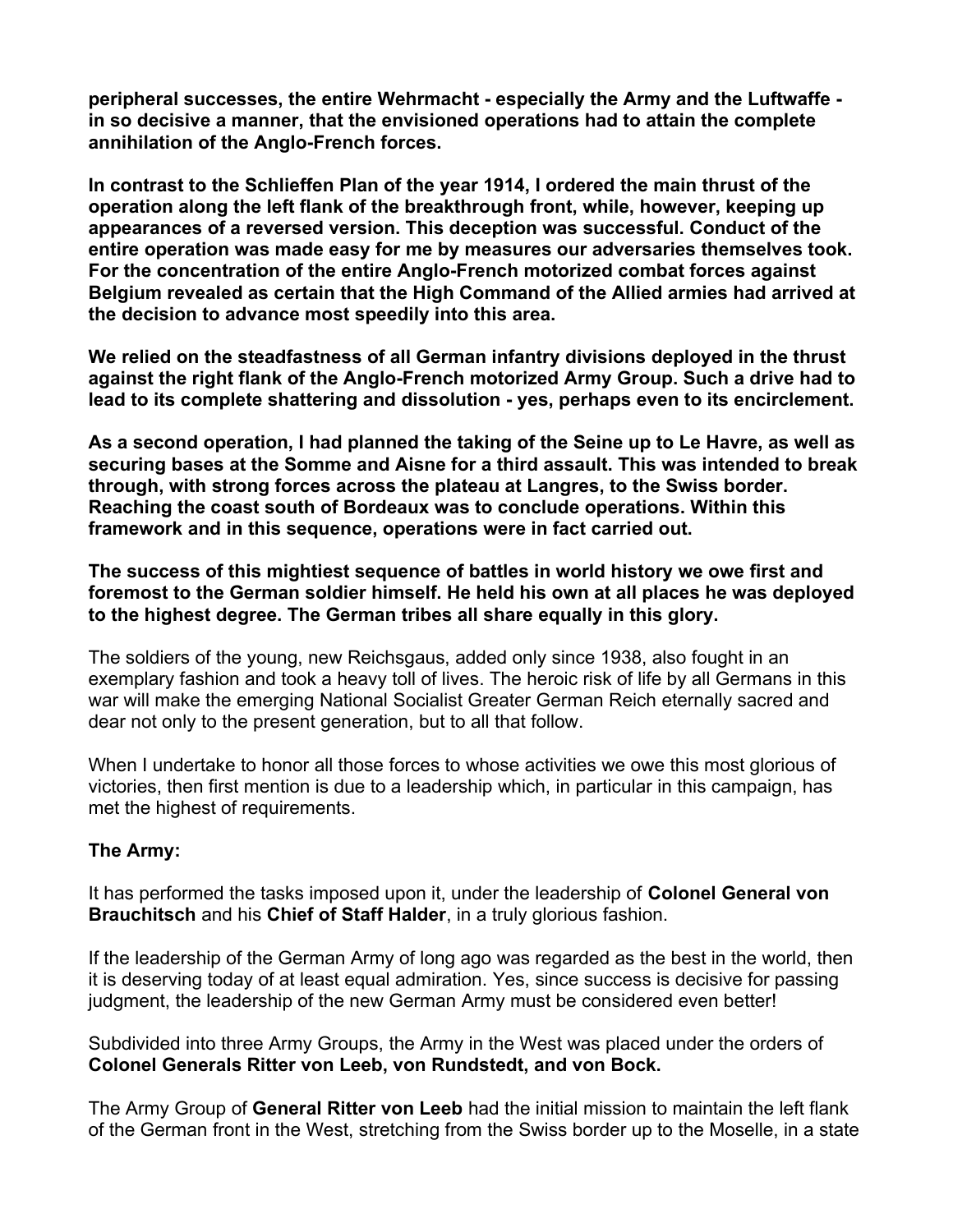**peripheral successes, the entire Wehrmacht - especially the Army and the Luftwaffe - in so decisive a manner, that the envisioned operations had to attain the complete annihilation of the Anglo-French forces.**

**In contrast to the Schlieffen Plan of the year 1914, I ordered the main thrust of the operation along the left flank of the breakthrough front, while, however, keeping up appearances of a reversed version. This deception was successful. Conduct of the entire operation was made easy for me by measures our adversaries themselves took. For the concentration of the entire Anglo-French motorized combat forces against Belgium revealed as certain that the High Command of the Allied armies had arrived at the decision to advance most speedily into this area.**

**We relied on the steadfastness of all German infantry divisions deployed in the thrust against the right flank of the Anglo-French motorized Army Group. Such a drive had to lead to its complete shattering and dissolution - yes, perhaps even to its encirclement.**

**As a second operation, I had planned the taking of the Seine up to Le Havre, as well as securing bases at the Somme and Aisne for a third assault. This was intended to break through, with strong forces across the plateau at Langres, to the Swiss border. Reaching the coast south of Bordeaux was to conclude operations. Within this framework and in this sequence, operations were in fact carried out.**

**The success of this mightiest sequence of battles in world history we owe first and foremost to the German soldier himself. He held his own at all places he was deployed to the highest degree. The German tribes all share equally in this glory.**

The soldiers of the young, new Reichsgaus, added only since 1938, also fought in an exemplary fashion and took a heavy toll of lives. The heroic risk of life by all Germans in this war will make the emerging National Socialist Greater German Reich eternally sacred and dear not only to the present generation, but to all that follow.

When I undertake to honor all those forces to whose activities we owe this most glorious of victories, then first mention is due to a leadership which, in particular in this campaign, has met the highest of requirements.

**The Army:**

It has performed the tasks imposed upon it, under the leadership of **Colonel General von Brauchitsch** and his **Chief of Staff Halder**, in a truly glorious fashion.

If the leadership of the German Army of long ago was regarded as the best in the world, then it is deserving today of at least equal admiration. Yes, since success is decisive for passing judgment, the leadership of the new German Army must be considered even better!

Subdivided into three Army Groups, the Army in the West was placed under the orders of **Colonel Generals Ritter von Leeb, von Rundstedt, and von Bock.**

The Army Group of **General Ritter von Leeb** had the initial mission to maintain the left flank of the German front in the West, stretching from the Swiss border up to the Moselle, in a state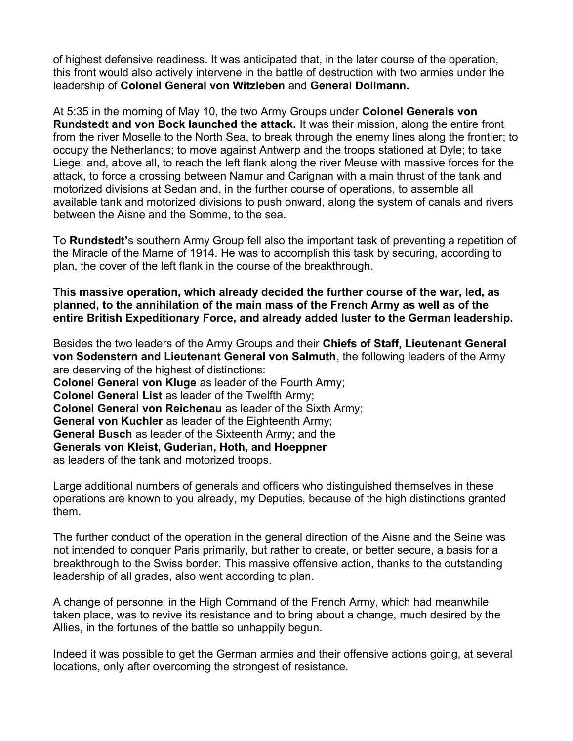of highest defensive readiness. It was anticipated that, in the later course of the operation, this front would also actively intervene in the battle of destruction with two armies under the leadership of **Colonel General von Witzleben** and **General Dollmann.**

At 5:35 in the morning of May 10, the two Army Groups under **Colonel Generals von Rundstedt and von Bock launched the attack.** It was their mission, along the entire front from the river Moselle to the North Sea, to break through the enemy lines along the frontier; to occupy the Netherlands; to move against Antwerp and the troops stationed at Dyle; to take Liege; and, above all, to reach the left flank along the river Meuse with massive forces for the attack, to force a crossing between Namur and Carignan with a main thrust of the tank and motorized divisions at Sedan and, in the further course of operations, to assemble all available tank and motorized divisions to push onward, along the system of canals and rivers between the Aisne and the Somme, to the sea.

To **Rundstedt'**s southern Army Group fell also the important task of preventing a repetition of the Miracle of the Marne of 1914. He was to accomplish this task by securing, according to plan, the cover of the left flank in the course of the breakthrough.

**This massive operation, which already decided the further course of the war, led, as planned, to the annihilation of the main mass of the French Army as well as of the entire British Expeditionary Force, and already added luster to the German leadership.**

Besides the two leaders of the Army Groups and their **Chiefs of Staff, Lieutenant General von Sodenstern and Lieutenant General von Salmuth**, the following leaders of the Army are deserving of the highest of distinctions:
**Colonel General von Kluge** as leader of the Fourth Army;
**Colonel General List** as leader of the Twelfth Army;
**Colonel General von Reichenau** as leader of the Sixth Army;
**General von Kuchler** as leader of the Eighteenth Army;
**General Busch** as leader of the Sixteenth Army; and the
**Generals von Kleist, Guderian, Hoth, and Hoeppner**
as leaders of the tank and motorized troops.

Large additional numbers of generals and officers who distinguished themselves in these operations are known to you already, my Deputies, because of the high distinctions granted them.

The further conduct of the operation in the general direction of the Aisne and the Seine was not intended to conquer Paris primarily, but rather to create, or better secure, a basis for a breakthrough to the Swiss border. This massive offensive action, thanks to the outstanding leadership of all grades, also went according to plan.

A change of personnel in the High Command of the French Army, which had meanwhile taken place, was to revive its resistance and to bring about a change, much desired by the Allies, in the fortunes of the battle so unhappily begun.

Indeed it was possible to get the German armies and their offensive actions going, at several locations, only after overcoming the strongest of resistance.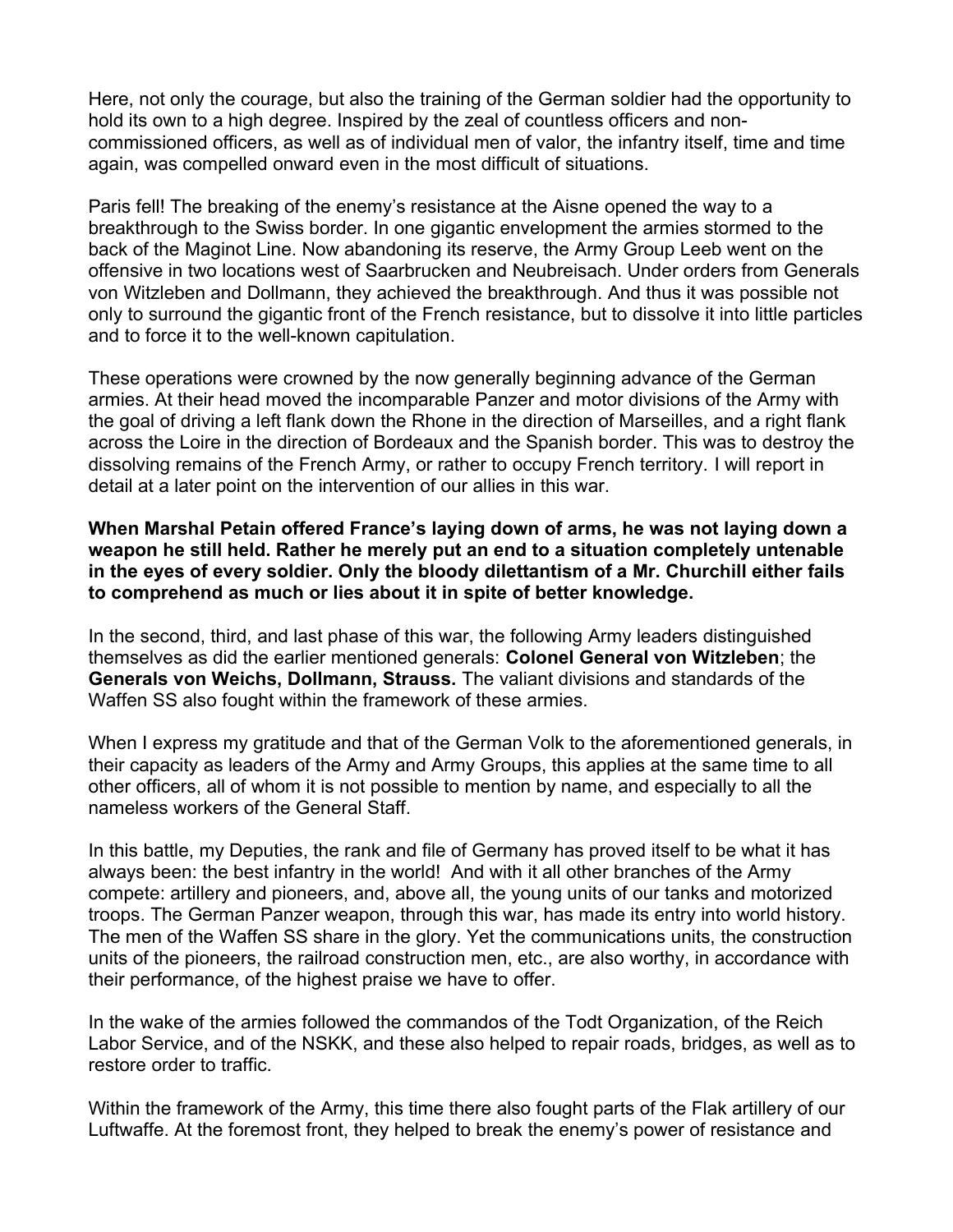Here, not only the courage, but also the training of the German soldier had the opportunity to hold its own to a high degree. Inspired by the zeal of countless officers and non-commissioned officers, as well as of individual men of valor, the infantry itself, time and time again, was compelled onward even in the most difficult of situations.

Paris fell! The breaking of the enemy's resistance at the Aisne opened the way to a breakthrough to the Swiss border. In one gigantic envelopment the armies stormed to the back of the Maginot Line. Now abandoning its reserve, the Army Group Leeb went on the offensive in two locations west of Saarbrucken and Neubreisach. Under orders from Generals von Witzleben and Dollmann, they achieved the breakthrough. And thus it was possible not only to surround the gigantic front of the French resistance, but to dissolve it into little particles and to force it to the well-known capitulation.

These operations were crowned by the now generally beginning advance of the German armies. At their head moved the incomparable Panzer and motor divisions of the Army with the goal of driving a left flank down the Rhone in the direction of Marseilles, and a right flank across the Loire in the direction of Bordeaux and the Spanish border. This was to destroy the dissolving remains of the French Army, or rather to occupy French territory. I will report in detail at a later point on the intervention of our allies in this war.

**When Marshal Petain offered France's laying down of arms, he was not laying down a weapon he still held. Rather he merely put an end to a situation completely untenable in the eyes of every soldier. Only the bloody dilettantism of a Mr. Churchill either fails to comprehend as much or lies about it in spite of better knowledge.**

In the second, third, and last phase of this war, the following Army leaders distinguished themselves as did the earlier mentioned generals: **Colonel General von Witzleben**; the **Generals von Weichs, Dollmann, Strauss.** The valiant divisions and standards of the Waffen SS also fought within the framework of these armies.

When I express my gratitude and that of the German Volk to the aforementioned generals, in their capacity as leaders of the Army and Army Groups, this applies at the same time to all other officers, all of whom it is not possible to mention by name, and especially to all the nameless workers of the General Staff.

In this battle, my Deputies, the rank and file of Germany has proved itself to be what it has always been: the best infantry in the world! And with it all other branches of the Army compete: artillery and pioneers, and, above all, the young units of our tanks and motorized troops. The German Panzer weapon, through this war, has made its entry into world history. The men of the Waffen SS share in the glory. Yet the communications units, the construction units of the pioneers, the railroad construction men, etc., are also worthy, in accordance with their performance, of the highest praise we have to offer.

In the wake of the armies followed the commandos of the Todt Organization, of the Reich Labor Service, and of the NSKK, and these also helped to repair roads, bridges, as well as to restore order to traffic.

Within the framework of the Army, this time there also fought parts of the Flak artillery of our Luftwaffe. At the foremost front, they helped to break the enemy's power of resistance and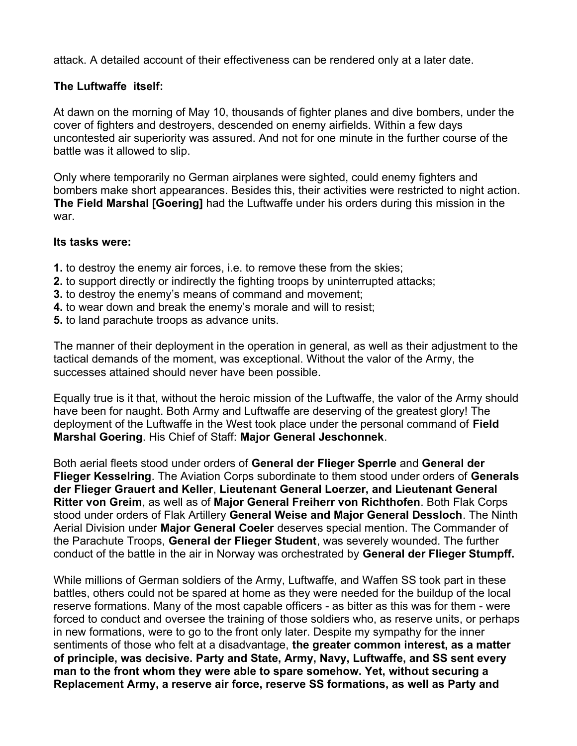attack. A detailed account of their effectiveness can be rendered only at a later date.

**The Luftwaffe itself:**

At dawn on the morning of May 10, thousands of fighter planes and dive bombers, under the cover of fighters and destroyers, descended on enemy airfields. Within a few days uncontested air superiority was assured. And not for one minute in the further course of the battle was it allowed to slip.

Only where temporarily no German airplanes were sighted, could enemy fighters and bombers make short appearances. Besides this, their activities were restricted to night action. **The Field Marshal [Goering]** had the Luftwaffe under his orders during this mission in the war.

**Its tasks were:**

**1.** to destroy the enemy air forces, i.e. to remove these from the skies;
**2.** to support directly or indirectly the fighting troops by uninterrupted attacks;
**3.** to destroy the enemy's means of command and movement;
**4.** to wear down and break the enemy's morale and will to resist;
**5.** to land parachute troops as advance units.

The manner of their deployment in the operation in general, as well as their adjustment to the tactical demands of the moment, was exceptional. Without the valor of the Army, the successes attained should never have been possible.

Equally true is it that, without the heroic mission of the Luftwaffe, the valor of the Army should have been for naught. Both Army and Luftwaffe are deserving of the greatest glory! The deployment of the Luftwaffe in the West took place under the personal command of **Field Marshal Goering**. His Chief of Staff: **Major General Jeschonnek**.

Both aerial fleets stood under orders of **General der Flieger Sperrle** and **General der Flieger Kesselring**. The Aviation Corps subordinate to them stood under orders of **Generals der Flieger Grauert and Keller**, **Lieutenant General Loerzer, and Lieutenant General Ritter von Greim**, as well as of **Major General Freiherr von Richthofen**. Both Flak Corps stood under orders of Flak Artillery **General Weise and Major General Dessloch**. The Ninth Aerial Division under **Major General Coeler** deserves special mention. The Commander of the Parachute Troops, **General der Flieger Student**, was severely wounded. The further conduct of the battle in the air in Norway was orchestrated by **General der Flieger Stumpff.**

While millions of German soldiers of the Army, Luftwaffe, and Waffen SS took part in these battles, others could not be spared at home as they were needed for the buildup of the local reserve formations. Many of the most capable officers - as bitter as this was for them - were forced to conduct and oversee the training of those soldiers who, as reserve units, or perhaps in new formations, were to go to the front only later. Despite my sympathy for the inner sentiments of those who felt at a disadvantage, **the greater common interest, as a matter of principle, was decisive. Party and State, Army, Navy, Luftwaffe, and SS sent every man to the front whom they were able to spare somehow. Yet, without securing a Replacement Army, a reserve air force, reserve SS formations, as well as Party and**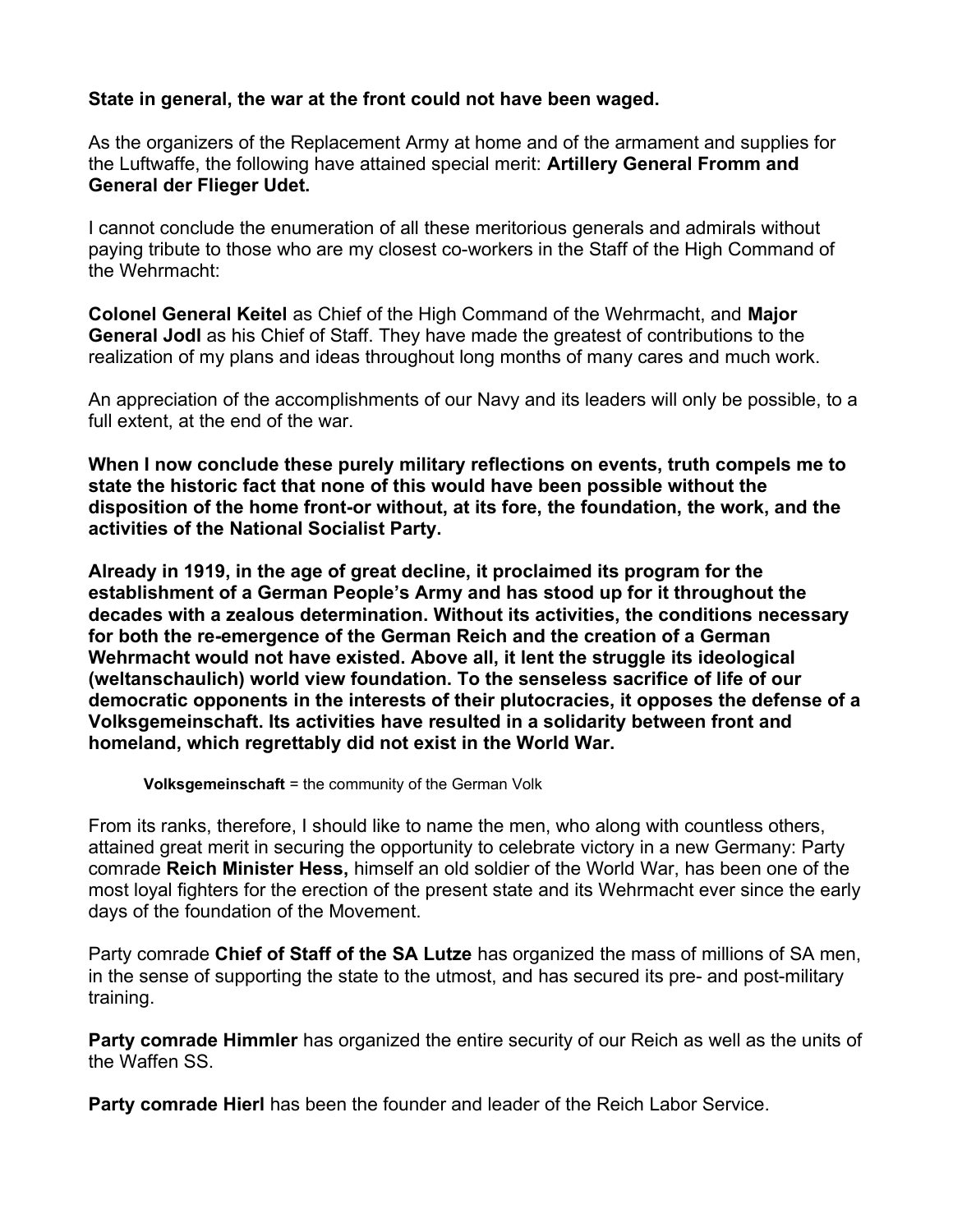**State in general, the war at the front could not have been waged.**

As the organizers of the Replacement Army at home and of the armament and supplies for the Luftwaffe, the following have attained special merit: **Artillery General Fromm and General der Flieger Udet.**

I cannot conclude the enumeration of all these meritorious generals and admirals without paying tribute to those who are my closest co-workers in the Staff of the High Command of the Wehrmacht:

**Colonel General Keitel** as Chief of the High Command of the Wehrmacht, and **Major General Jodl** as his Chief of Staff. They have made the greatest of contributions to the realization of my plans and ideas throughout long months of many cares and much work.

An appreciation of the accomplishments of our Navy and its leaders will only be possible, to a full extent, at the end of the war.

**When I now conclude these purely military reflections on events, truth compels me to state the historic fact that none of this would have been possible without the disposition of the home front-or without, at its fore, the foundation, the work, and the activities of the National Socialist Party.**

**Already in 1919, in the age of great decline, it proclaimed its program for the establishment of a German People's Army and has stood up for it throughout the decades with a zealous determination. Without its activities, the conditions necessary for both the re-emergence of the German Reich and the creation of a German Wehrmacht would not have existed. Above all, it lent the struggle its ideological (weltanschaulich) world view foundation. To the senseless sacrifice of life of our democratic opponents in the interests of their plutocracies, it opposes the defense of a Volksgemeinschaft. Its activities have resulted in a solidarity between front and homeland, which regrettably did not exist in the World War.**

**Volksgemeinschaft** = the community of the German Volk

From its ranks, therefore, I should like to name the men, who along with countless others, attained great merit in securing the opportunity to celebrate victory in a new Germany: Party comrade **Reich Minister Hess,** himself an old soldier of the World War, has been one of the most loyal fighters for the erection of the present state and its Wehrmacht ever since the early days of the foundation of the Movement.

Party comrade **Chief of Staff of the SA Lutze** has organized the mass of millions of SA men, in the sense of supporting the state to the utmost, and has secured its pre- and post-military training.

**Party comrade Himmler** has organized the entire security of our Reich as well as the units of the Waffen SS.

**Party comrade Hierl** has been the founder and leader of the Reich Labor Service.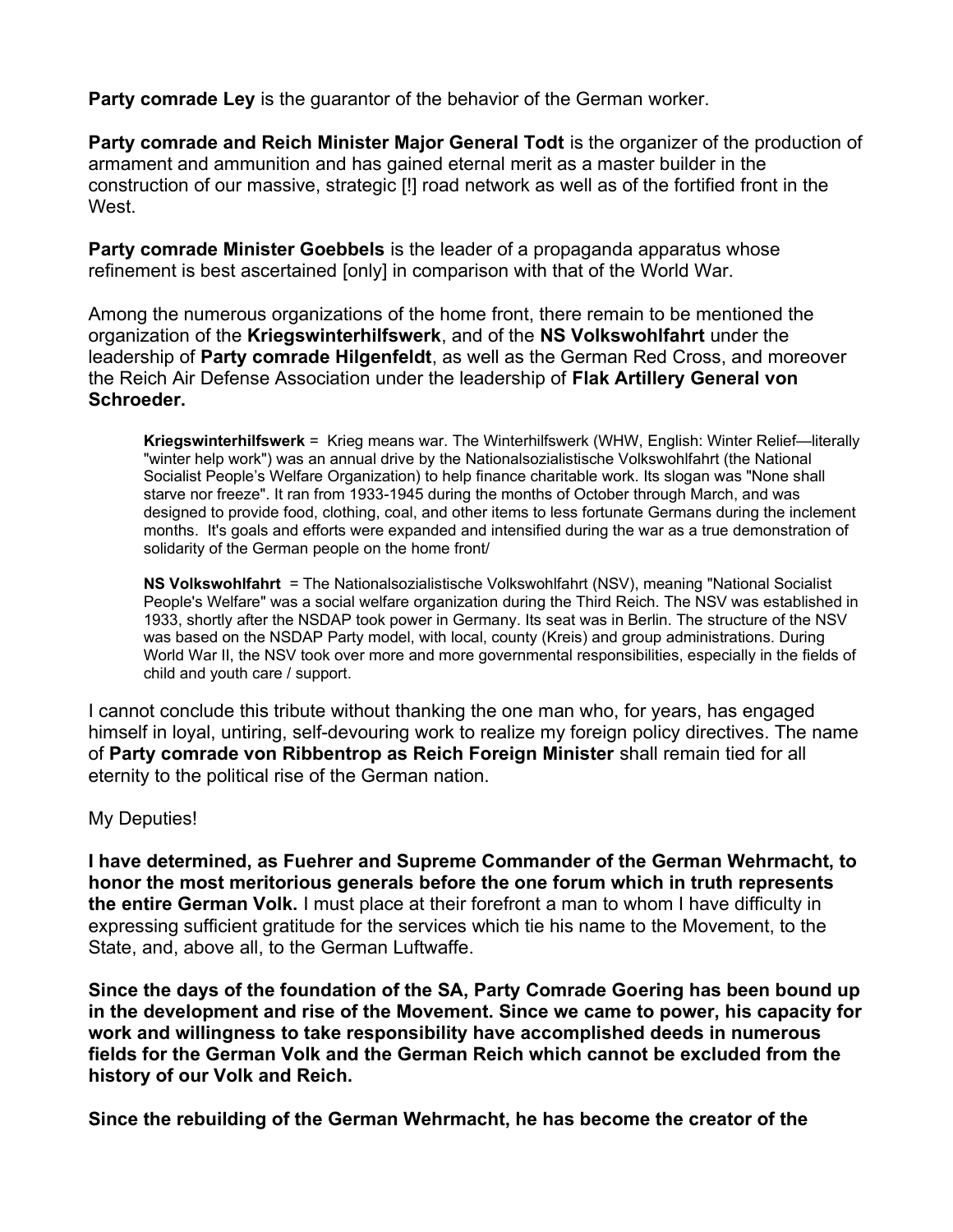**Party comrade Ley** is the guarantor of the behavior of the German worker.

**Party comrade and Reich Minister Major General Todt** is the organizer of the production of armament and ammunition and has gained eternal merit as a master builder in the construction of our massive, strategic [!] road network as well as of the fortified front in the West.

**Party comrade Minister Goebbels** is the leader of a propaganda apparatus whose refinement is best ascertained [only] in comparison with that of the World War.

Among the numerous organizations of the home front, there remain to be mentioned the organization of the **Kriegswinterhilfswerk**, and of the **NS Volkswohlfahrt** under the leadership of **Party comrade Hilgenfeldt**, as well as the German Red Cross, and moreover the Reich Air Defense Association under the leadership of **Flak Artillery General von Schroeder.**

> **Kriegswinterhilfswerk** = Krieg means war. The Winterhilfswerk (WHW, English: Winter Relief—literally "winter help work") was an annual drive by the Nationalsozialistische Volkswohlfahrt (the National Socialist People's Welfare Organization) to help finance charitable work. Its slogan was "None shall starve nor freeze". It ran from 1933-1945 during the months of October through March, and was designed to provide food, clothing, coal, and other items to less fortunate Germans during the inclement months. It's goals and efforts were expanded and intensified during the war as a true demonstration of solidarity of the German people on the home front/
>
> **NS Volkswohlfahrt** = The Nationalsozialistische Volkswohlfahrt (NSV), meaning "National Socialist People's Welfare" was a social welfare organization during the Third Reich. The NSV was established in 1933, shortly after the NSDAP took power in Germany. Its seat was in Berlin. The structure of the NSV was based on the NSDAP Party model, with local, county (Kreis) and group administrations. During World War II, the NSV took over more and more governmental responsibilities, especially in the fields of child and youth care / support.

I cannot conclude this tribute without thanking the one man who, for years, has engaged himself in loyal, untiring, self-devouring work to realize my foreign policy directives. The name of **Party comrade von Ribbentrop as Reich Foreign Minister** shall remain tied for all eternity to the political rise of the German nation.

My Deputies!

**I have determined, as Fuehrer and Supreme Commander of the German Wehrmacht, to honor the most meritorious generals before the one forum which in truth represents the entire German Volk.** I must place at their forefront a man to whom I have difficulty in expressing sufficient gratitude for the services which tie his name to the Movement, to the State, and, above all, to the German Luftwaffe.

**Since the days of the foundation of the SA, Party Comrade Goering has been bound up in the development and rise of the Movement. Since we came to power, his capacity for work and willingness to take responsibility have accomplished deeds in numerous fields for the German Volk and the German Reich which cannot be excluded from the history of our Volk and Reich.**

**Since the rebuilding of the German Wehrmacht, he has become the creator of the**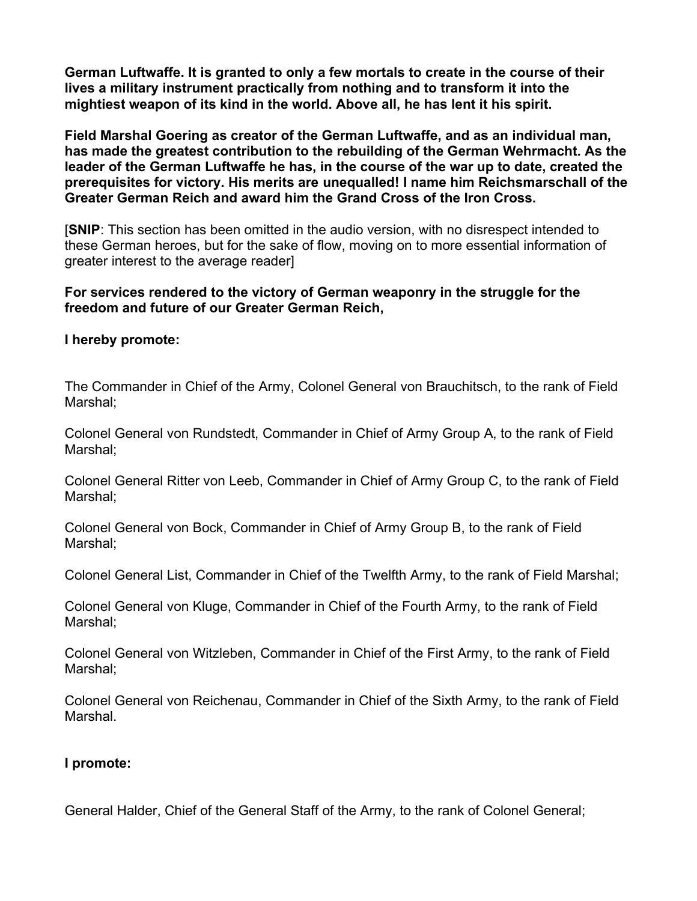**German Luftwaffe. It is granted to only a few mortals to create in the course of their lives a military instrument practically from nothing and to transform it into the mightiest weapon of its kind in the world. Above all, he has lent it his spirit.**

**Field Marshal Goering as creator of the German Luftwaffe, and as an individual man, has made the greatest contribution to the rebuilding of the German Wehrmacht. As the leader of the German Luftwaffe he has, in the course of the war up to date, created the prerequisites for victory. His merits are unequalled! I name him Reichsmarschall of the Greater German Reich and award him the Grand Cross of the Iron Cross.**

[**SNIP**: This section has been omitted in the audio version, with no disrespect intended to these German heroes, but for the sake of flow, moving on to more essential information of greater interest to the average reader]

**For services rendered to the victory of German weaponry in the struggle for the freedom and future of our Greater German Reich,**

**I hereby promote:**

The Commander in Chief of the Army, Colonel General von Brauchitsch, to the rank of Field Marshal;

Colonel General von Rundstedt, Commander in Chief of Army Group A, to the rank of Field Marshal;

Colonel General Ritter von Leeb, Commander in Chief of Army Group C, to the rank of Field Marshal;

Colonel General von Bock, Commander in Chief of Army Group B, to the rank of Field Marshal;

Colonel General List, Commander in Chief of the Twelfth Army, to the rank of Field Marshal;

Colonel General von Kluge, Commander in Chief of the Fourth Army, to the rank of Field Marshal;

Colonel General von Witzleben, Commander in Chief of the First Army, to the rank of Field Marshal;

Colonel General von Reichenau, Commander in Chief of the Sixth Army, to the rank of Field Marshal.

**I promote:**

General Halder, Chief of the General Staff of the Army, to the rank of Colonel General;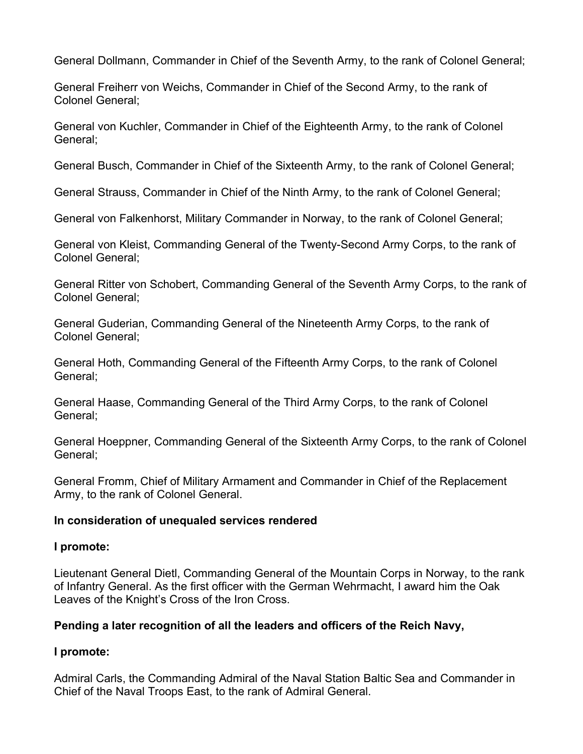General Dollmann, Commander in Chief of the Seventh Army, to the rank of Colonel General;

General Freiherr von Weichs, Commander in Chief of the Second Army, to the rank of Colonel General;

General von Kuchler, Commander in Chief of the Eighteenth Army, to the rank of Colonel General;

General Busch, Commander in Chief of the Sixteenth Army, to the rank of Colonel General;

General Strauss, Commander in Chief of the Ninth Army, to the rank of Colonel General;

General von Falkenhorst, Military Commander in Norway, to the rank of Colonel General;

General von Kleist, Commanding General of the Twenty-Second Army Corps, to the rank of Colonel General;

General Ritter von Schobert, Commanding General of the Seventh Army Corps, to the rank of Colonel General;

General Guderian, Commanding General of the Nineteenth Army Corps, to the rank of Colonel General;

General Hoth, Commanding General of the Fifteenth Army Corps, to the rank of Colonel General;

General Haase, Commanding General of the Third Army Corps, to the rank of Colonel General;

General Hoeppner, Commanding General of the Sixteenth Army Corps, to the rank of Colonel General;

General Fromm, Chief of Military Armament and Commander in Chief of the Replacement Army, to the rank of Colonel General.

**In consideration of unequaled services rendered**

**I promote:**

Lieutenant General Dietl, Commanding General of the Mountain Corps in Norway, to the rank of Infantry General. As the first officer with the German Wehrmacht, I award him the Oak Leaves of the Knight's Cross of the Iron Cross.

**Pending a later recognition of all the leaders and officers of the Reich Navy,**

**I promote:**

Admiral Carls, the Commanding Admiral of the Naval Station Baltic Sea and Commander in Chief of the Naval Troops East, to the rank of Admiral General.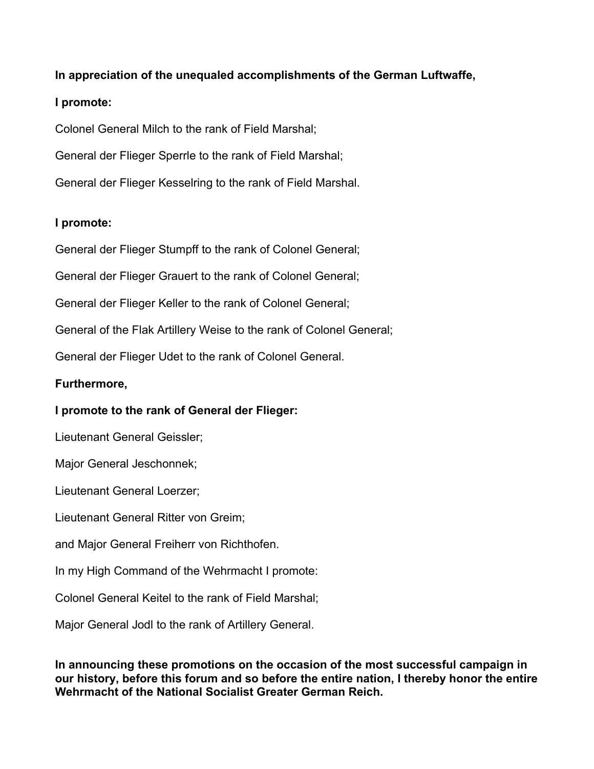**In appreciation of the unequaled accomplishments of the German Luftwaffe,**

**I promote:**

Colonel General Milch to the rank of Field Marshal;

General der Flieger Sperrle to the rank of Field Marshal;

General der Flieger Kesselring to the rank of Field Marshal.

**I promote:**

General der Flieger Stumpff to the rank of Colonel General;

General der Flieger Grauert to the rank of Colonel General;

General der Flieger Keller to the rank of Colonel General;

General of the Flak Artillery Weise to the rank of Colonel General;

General der Flieger Udet to the rank of Colonel General.

**Furthermore,**

**I promote to the rank of General der Flieger:**

Lieutenant General Geissler;

Major General Jeschonnek;

Lieutenant General Loerzer;

Lieutenant General Ritter von Greim;

and Major General Freiherr von Richthofen.

In my High Command of the Wehrmacht I promote:

Colonel General Keitel to the rank of Field Marshal;

Major General Jodl to the rank of Artillery General.

**In announcing these promotions on the occasion of the most successful campaign in our history, before this forum and so before the entire nation, I thereby honor the entire Wehrmacht of the National Socialist Greater German Reich.**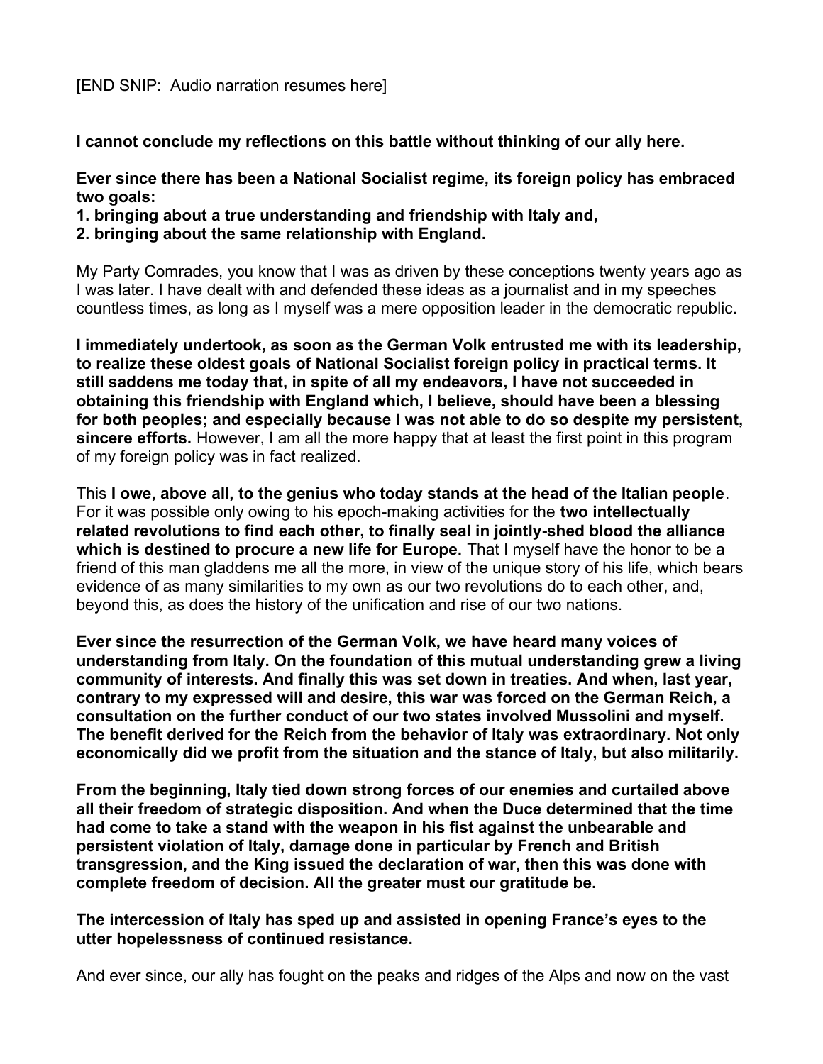[END SNIP: Audio narration resumes here]

**I cannot conclude my reflections on this battle without thinking of our ally here.**

**Ever since there has been a National Socialist regime, its foreign policy has embraced two goals:**
**1. bringing about a true understanding and friendship with Italy and,**
**2. bringing about the same relationship with England.**

My Party Comrades, you know that I was as driven by these conceptions twenty years ago as I was later. I have dealt with and defended these ideas as a journalist and in my speeches countless times, as long as I myself was a mere opposition leader in the democratic republic.

**I immediately undertook, as soon as the German Volk entrusted me with its leadership, to realize these oldest goals of National Socialist foreign policy in practical terms. It still saddens me today that, in spite of all my endeavors, I have not succeeded in obtaining this friendship with England which, I believe, should have been a blessing for both peoples; and especially because I was not able to do so despite my persistent, sincere efforts.** However, I am all the more happy that at least the first point in this program of my foreign policy was in fact realized.

This **I owe, above all, to the genius who today stands at the head of the Italian people**. For it was possible only owing to his epoch-making activities for the **two intellectually related revolutions to find each other, to finally seal in jointly-shed blood the alliance which is destined to procure a new life for Europe.** That I myself have the honor to be a friend of this man gladdens me all the more, in view of the unique story of his life, which bears evidence of as many similarities to my own as our two revolutions do to each other, and, beyond this, as does the history of the unification and rise of our two nations.

**Ever since the resurrection of the German Volk, we have heard many voices of understanding from Italy. On the foundation of this mutual understanding grew a living community of interests. And finally this was set down in treaties. And when, last year, contrary to my expressed will and desire, this war was forced on the German Reich, a consultation on the further conduct of our two states involved Mussolini and myself. The benefit derived for the Reich from the behavior of Italy was extraordinary. Not only economically did we profit from the situation and the stance of Italy, but also militarily.**

**From the beginning, Italy tied down strong forces of our enemies and curtailed above all their freedom of strategic disposition. And when the Duce determined that the time had come to take a stand with the weapon in his fist against the unbearable and persistent violation of Italy, damage done in particular by French and British transgression, and the King issued the declaration of war, then this was done with complete freedom of decision. All the greater must our gratitude be.**

**The intercession of Italy has sped up and assisted in opening France's eyes to the utter hopelessness of continued resistance.**

And ever since, our ally has fought on the peaks and ridges of the Alps and now on the vast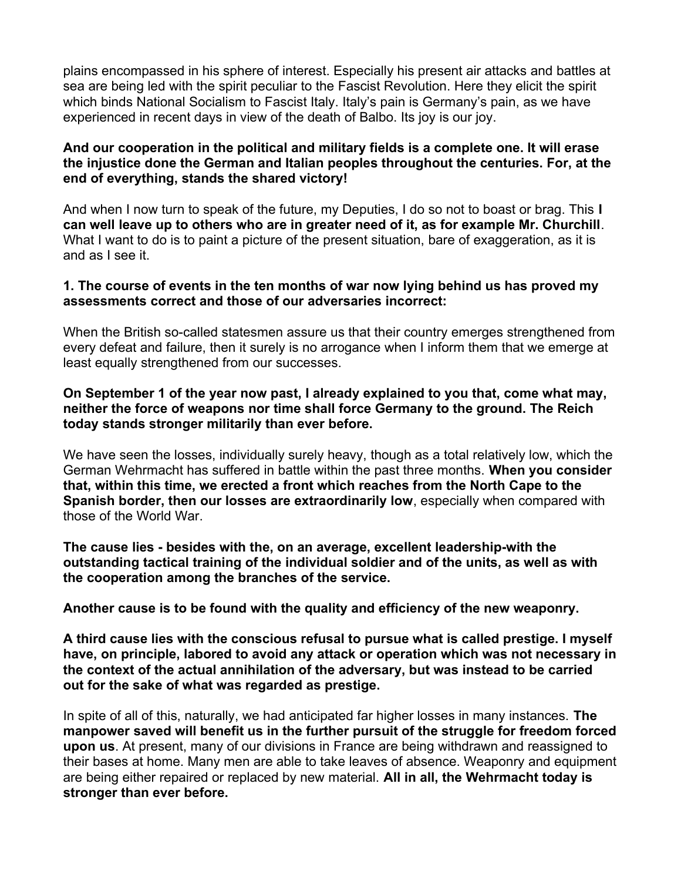plains encompassed in his sphere of interest. Especially his present air attacks and battles at sea are being led with the spirit peculiar to the Fascist Revolution. Here they elicit the spirit which binds National Socialism to Fascist Italy. Italy's pain is Germany's pain, as we have experienced in recent days in view of the death of Balbo. Its joy is our joy.

**And our cooperation in the political and military fields is a complete one. It will erase the injustice done the German and Italian peoples throughout the centuries. For, at the end of everything, stands the shared victory!**

And when I now turn to speak of the future, my Deputies, I do so not to boast or brag. This **I can well leave up to others who are in greater need of it, as for example Mr. Churchill**. What I want to do is to paint a picture of the present situation, bare of exaggeration, as it is and as I see it.

**1. The course of events in the ten months of war now lying behind us has proved my assessments correct and those of our adversaries incorrect:**

When the British so-called statesmen assure us that their country emerges strengthened from every defeat and failure, then it surely is no arrogance when I inform them that we emerge at least equally strengthened from our successes.

**On September 1 of the year now past, I already explained to you that, come what may, neither the force of weapons nor time shall force Germany to the ground. The Reich today stands stronger militarily than ever before.**

We have seen the losses, individually surely heavy, though as a total relatively low, which the German Wehrmacht has suffered in battle within the past three months. **When you consider that, within this time, we erected a front which reaches from the North Cape to the Spanish border, then our losses are extraordinarily low**, especially when compared with those of the World War.

**The cause lies - besides with the, on an average, excellent leadership-with the outstanding tactical training of the individual soldier and of the units, as well as with the cooperation among the branches of the service.**

**Another cause is to be found with the quality and efficiency of the new weaponry.**

**A third cause lies with the conscious refusal to pursue what is called prestige. I myself have, on principle, labored to avoid any attack or operation which was not necessary in the context of the actual annihilation of the adversary, but was instead to be carried out for the sake of what was regarded as prestige.**

In spite of all of this, naturally, we had anticipated far higher losses in many instances. **The manpower saved will benefit us in the further pursuit of the struggle for freedom forced upon us**. At present, many of our divisions in France are being withdrawn and reassigned to their bases at home. Many men are able to take leaves of absence. Weaponry and equipment are being either repaired or replaced by new material. **All in all, the Wehrmacht today is stronger than ever before.**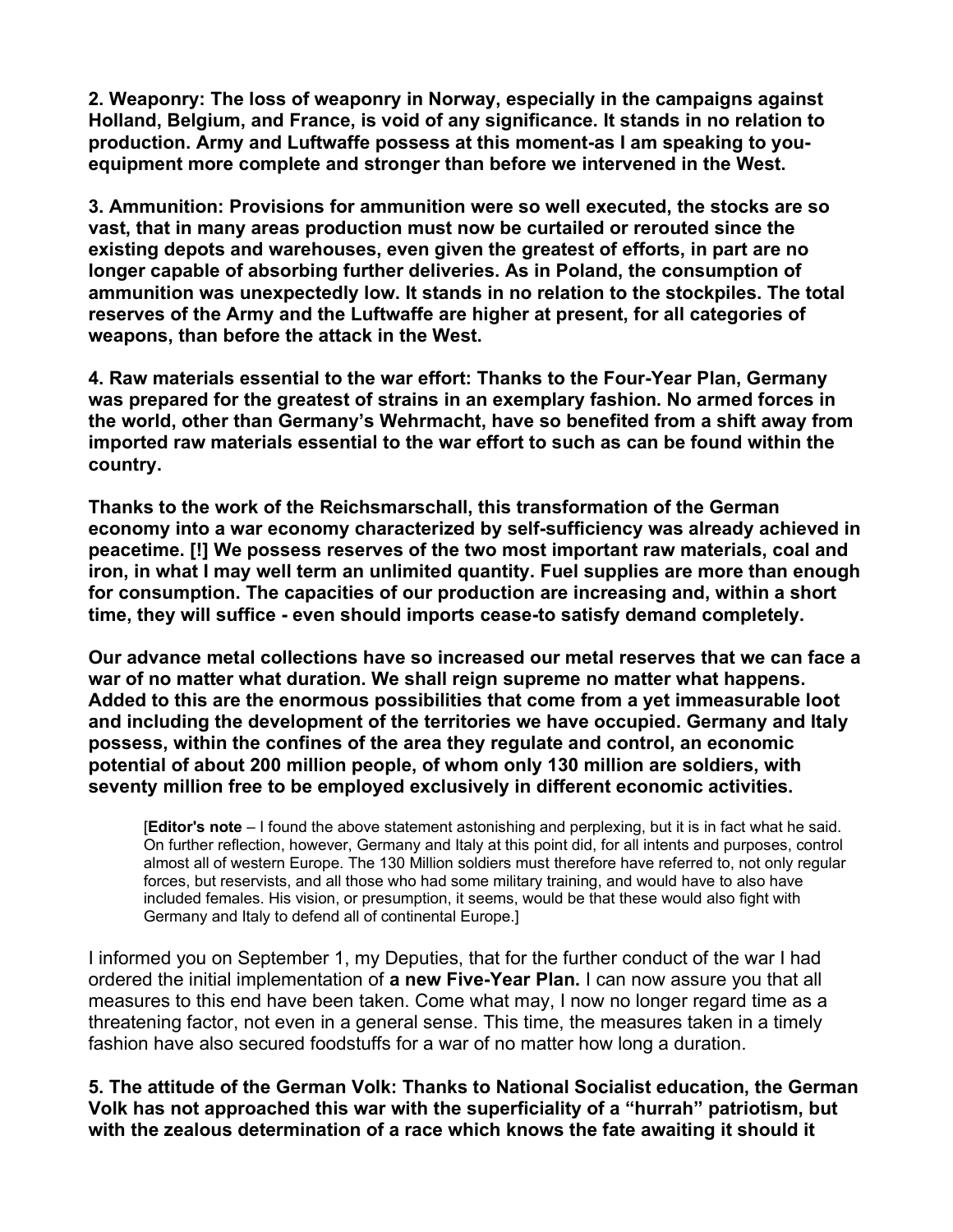**2. Weaponry: The loss of weaponry in Norway, especially in the campaigns against Holland, Belgium, and France, is void of any significance. It stands in no relation to production. Army and Luftwaffe possess at this moment-as I am speaking to you- equipment more complete and stronger than before we intervened in the West.**

**3. Ammunition: Provisions for ammunition were so well executed, the stocks are so vast, that in many areas production must now be curtailed or rerouted since the existing depots and warehouses, even given the greatest of efforts, in part are no longer capable of absorbing further deliveries. As in Poland, the consumption of ammunition was unexpectedly low. It stands in no relation to the stockpiles. The total reserves of the Army and the Luftwaffe are higher at present, for all categories of weapons, than before the attack in the West.**

**4. Raw materials essential to the war effort: Thanks to the Four-Year Plan, Germany was prepared for the greatest of strains in an exemplary fashion. No armed forces in the world, other than Germany's Wehrmacht, have so benefited from a shift away from imported raw materials essential to the war effort to such as can be found within the country.**

**Thanks to the work of the Reichsmarschall, this transformation of the German economy into a war economy characterized by self-sufficiency was already achieved in peacetime. [!] We possess reserves of the two most important raw materials, coal and iron, in what I may well term an unlimited quantity. Fuel supplies are more than enough for consumption. The capacities of our production are increasing and, within a short time, they will suffice - even should imports cease-to satisfy demand completely.**

**Our advance metal collections have so increased our metal reserves that we can face a war of no matter what duration. We shall reign supreme no matter what happens. Added to this are the enormous possibilities that come from a yet immeasurable loot and including the development of the territories we have occupied. Germany and Italy possess, within the confines of the area they regulate and control, an economic potential of about 200 million people, of whom only 130 million are soldiers, with seventy million free to be employed exclusively in different economic activities.**

> [**Editor's note** – I found the above statement astonishing and perplexing, but it is in fact what he said. On further reflection, however, Germany and Italy at this point did, for all intents and purposes, control almost all of western Europe. The 130 Million soldiers must therefore have referred to, not only regular forces, but reservists, and all those who had some military training, and would have to also have included females. His vision, or presumption, it seems, would be that these would also fight with Germany and Italy to defend all of continental Europe.]

I informed you on September 1, my Deputies, that for the further conduct of the war I had ordered the initial implementation of **a new Five-Year Plan.** I can now assure you that all measures to this end have been taken. Come what may, I now no longer regard time as a threatening factor, not even in a general sense. This time, the measures taken in a timely fashion have also secured foodstuffs for a war of no matter how long a duration.

**5. The attitude of the German Volk: Thanks to National Socialist education, the German Volk has not approached this war with the superficiality of a "hurrah" patriotism, but with the zealous determination of a race which knows the fate awaiting it should it**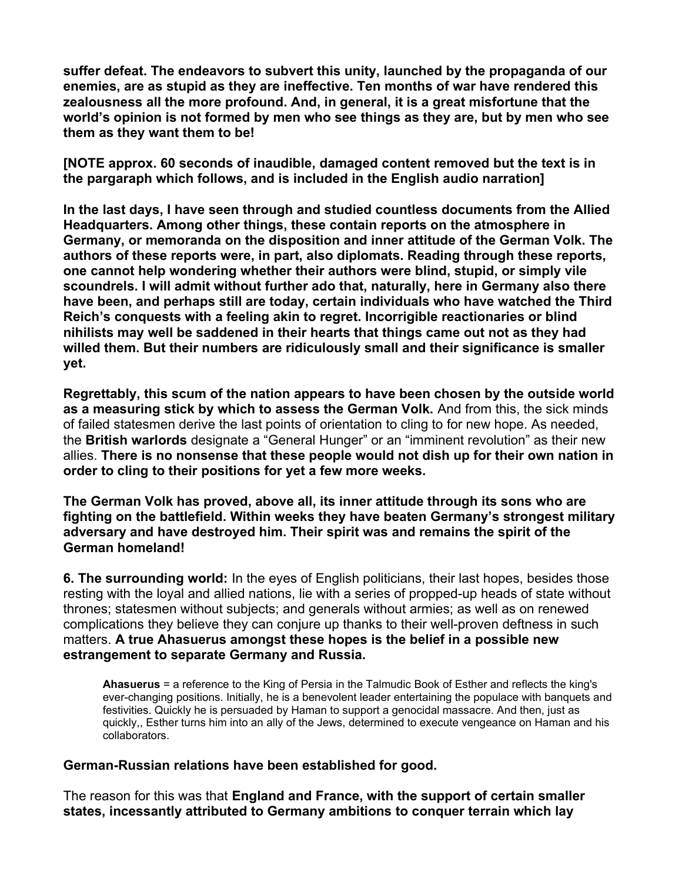**suffer defeat. The endeavors to subvert this unity, launched by the propaganda of our enemies, are as stupid as they are ineffective. Ten months of war have rendered this zealousness all the more profound. And, in general, it is a great misfortune that the world's opinion is not formed by men who see things as they are, but by men who see them as they want them to be!**

**[NOTE approx. 60 seconds of inaudible, damaged content removed but the text is in the pargaraph which follows, and is included in the English audio narration]**

**In the last days, I have seen through and studied countless documents from the Allied Headquarters. Among other things, these contain reports on the atmosphere in Germany, or memoranda on the disposition and inner attitude of the German Volk. The authors of these reports were, in part, also diplomats. Reading through these reports, one cannot help wondering whether their authors were blind, stupid, or simply vile scoundrels. I will admit without further ado that, naturally, here in Germany also there have been, and perhaps still are today, certain individuals who have watched the Third Reich's conquests with a feeling akin to regret. Incorrigible reactionaries or blind nihilists may well be saddened in their hearts that things came out not as they had willed them. But their numbers are ridiculously small and their significance is smaller yet.**

**Regrettably, this scum of the nation appears to have been chosen by the outside world as a measuring stick by which to assess the German Volk.** And from this, the sick minds of failed statesmen derive the last points of orientation to cling to for new hope. As needed, the **British warlords** designate a "General Hunger" or an "imminent revolution" as their new allies. **There is no nonsense that these people would not dish up for their own nation in order to cling to their positions for yet a few more weeks.**

**The German Volk has proved, above all, its inner attitude through its sons who are fighting on the battlefield. Within weeks they have beaten Germany's strongest military adversary and have destroyed him. Their spirit was and remains the spirit of the German homeland!**

**6. The surrounding world:** In the eyes of English politicians, their last hopes, besides those resting with the loyal and allied nations, lie with a series of propped-up heads of state without thrones; statesmen without subjects; and generals without armies; as well as on renewed complications they believe they can conjure up thanks to their well-proven deftness in such matters. **A true Ahasuerus amongst these hopes is the belief in a possible new estrangement to separate Germany and Russia.**

> **Ahasuerus** = a reference to the King of Persia in the Talmudic Book of Esther and reflects the king's ever-changing positions. Initially, he is a benevolent leader entertaining the populace with banquets and festivities. Quickly he is persuaded by Haman to support a genocidal massacre. And then, just as quickly,, Esther turns him into an ally of the Jews, determined to execute vengeance on Haman and his collaborators.

**German-Russian relations have been established for good.**

The reason for this was that **England and France, with the support of certain smaller states, incessantly attributed to Germany ambitions to conquer terrain which lay**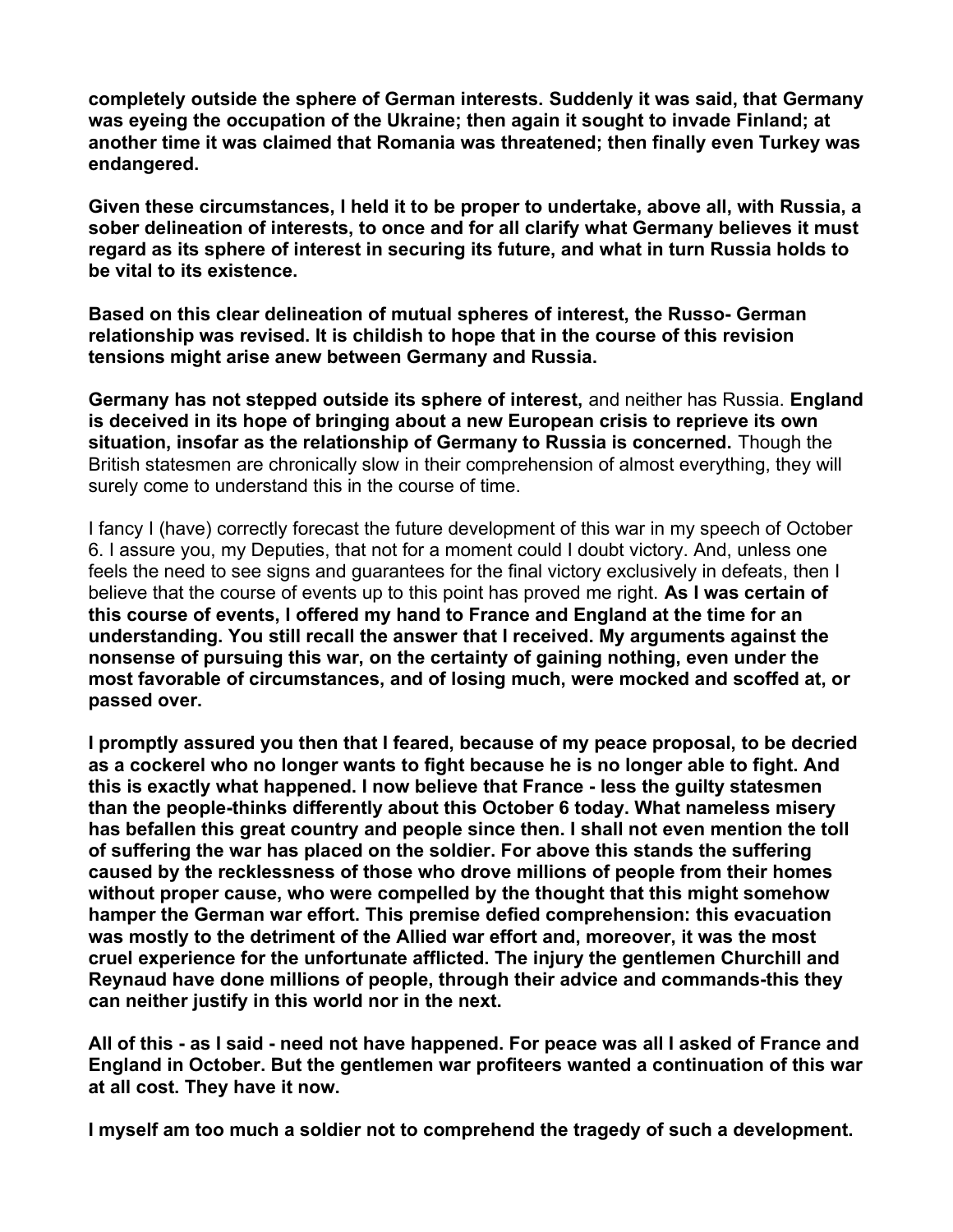**completely outside the sphere of German interests. Suddenly it was said, that Germany was eyeing the occupation of the Ukraine; then again it sought to invade Finland; at another time it was claimed that Romania was threatened; then finally even Turkey was endangered.**

**Given these circumstances, I held it to be proper to undertake, above all, with Russia, a sober delineation of interests, to once and for all clarify what Germany believes it must regard as its sphere of interest in securing its future, and what in turn Russia holds to be vital to its existence.**

**Based on this clear delineation of mutual spheres of interest, the Russo- German relationship was revised. It is childish to hope that in the course of this revision tensions might arise anew between Germany and Russia.**

**Germany has not stepped outside its sphere of interest,** and neither has Russia. **England is deceived in its hope of bringing about a new European crisis to reprieve its own situation, insofar as the relationship of Germany to Russia is concerned.** Though the British statesmen are chronically slow in their comprehension of almost everything, they will surely come to understand this in the course of time.

I fancy I (have) correctly forecast the future development of this war in my speech of October 6. I assure you, my Deputies, that not for a moment could I doubt victory. And, unless one feels the need to see signs and guarantees for the final victory exclusively in defeats, then I believe that the course of events up to this point has proved me right. **As I was certain of this course of events, I offered my hand to France and England at the time for an understanding. You still recall the answer that I received. My arguments against the nonsense of pursuing this war, on the certainty of gaining nothing, even under the most favorable of circumstances, and of losing much, were mocked and scoffed at, or passed over.**

**I promptly assured you then that I feared, because of my peace proposal, to be decried as a cockerel who no longer wants to fight because he is no longer able to fight. And this is exactly what happened. I now believe that France - less the guilty statesmen than the people-thinks differently about this October 6 today. What nameless misery has befallen this great country and people since then. I shall not even mention the toll of suffering the war has placed on the soldier. For above this stands the suffering caused by the recklessness of those who drove millions of people from their homes without proper cause, who were compelled by the thought that this might somehow hamper the German war effort. This premise defied comprehension: this evacuation was mostly to the detriment of the Allied war effort and, moreover, it was the most cruel experience for the unfortunate afflicted. The injury the gentlemen Churchill and Reynaud have done millions of people, through their advice and commands-this they can neither justify in this world nor in the next.**

**All of this - as I said - need not have happened. For peace was all I asked of France and England in October. But the gentlemen war profiteers wanted a continuation of this war at all cost. They have it now.**

**I myself am too much a soldier not to comprehend the tragedy of such a development.**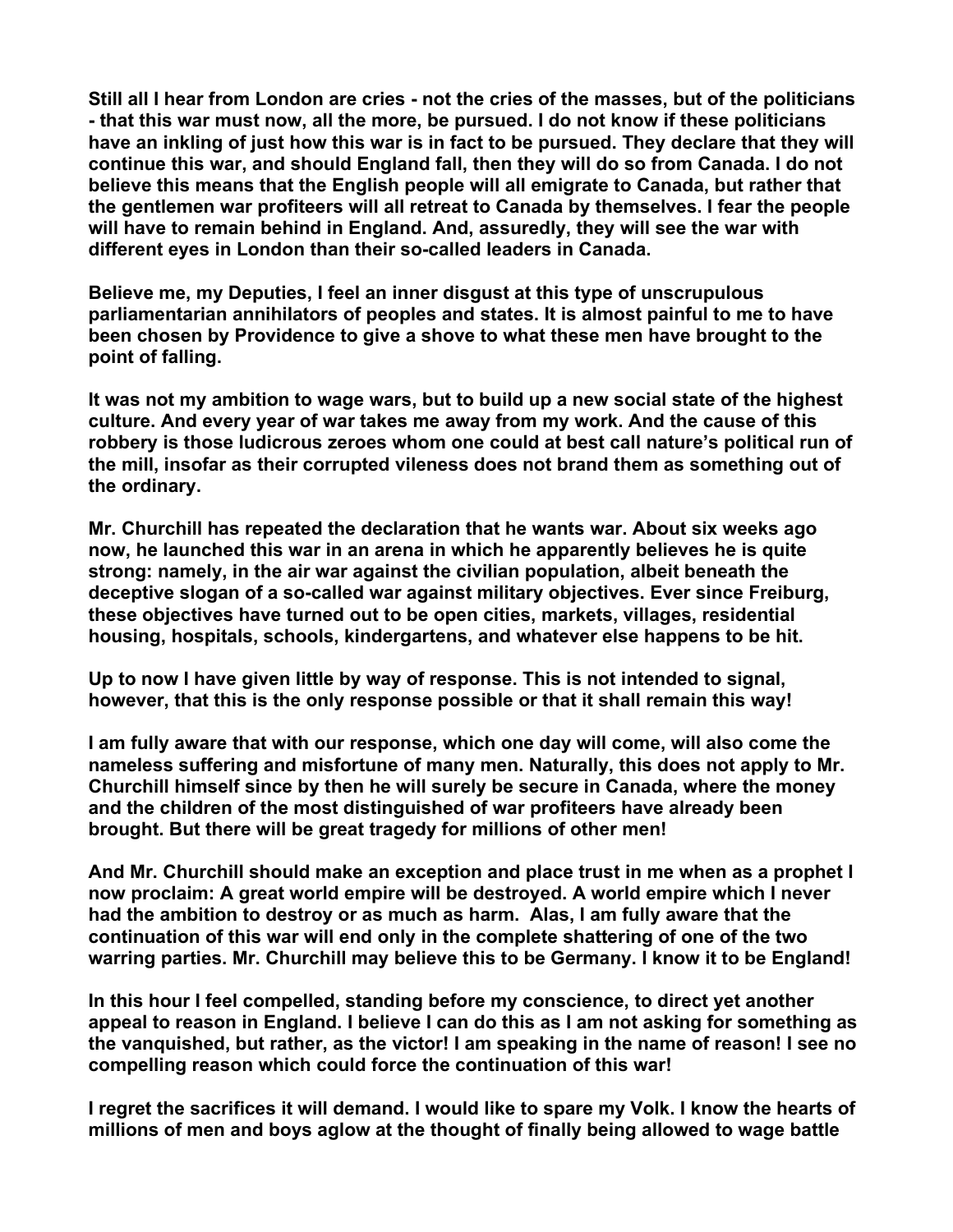**Still all I hear from London are cries - not the cries of the masses, but of the politicians - that this war must now, all the more, be pursued. I do not know if these politicians have an inkling of just how this war is in fact to be pursued. They declare that they will continue this war, and should England fall, then they will do so from Canada. I do not believe this means that the English people will all emigrate to Canada, but rather that the gentlemen war profiteers will all retreat to Canada by themselves. I fear the people will have to remain behind in England. And, assuredly, they will see the war with different eyes in London than their so-called leaders in Canada.**

**Believe me, my Deputies, I feel an inner disgust at this type of unscrupulous parliamentarian annihilators of peoples and states. It is almost painful to me to have been chosen by Providence to give a shove to what these men have brought to the point of falling.**

**It was not my ambition to wage wars, but to build up a new social state of the highest culture. And every year of war takes me away from my work. And the cause of this robbery is those ludicrous zeroes whom one could at best call nature's political run of the mill, insofar as their corrupted vileness does not brand them as something out of the ordinary.**

**Mr. Churchill has repeated the declaration that he wants war. About six weeks ago now, he launched this war in an arena in which he apparently believes he is quite strong: namely, in the air war against the civilian population, albeit beneath the deceptive slogan of a so-called war against military objectives. Ever since Freiburg, these objectives have turned out to be open cities, markets, villages, residential housing, hospitals, schools, kindergartens, and whatever else happens to be hit.**

**Up to now I have given little by way of response. This is not intended to signal, however, that this is the only response possible or that it shall remain this way!**

**I am fully aware that with our response, which one day will come, will also come the nameless suffering and misfortune of many men. Naturally, this does not apply to Mr. Churchill himself since by then he will surely be secure in Canada, where the money and the children of the most distinguished of war profiteers have already been brought. But there will be great tragedy for millions of other men!**

**And Mr. Churchill should make an exception and place trust in me when as a prophet I now proclaim: A great world empire will be destroyed. A world empire which I never had the ambition to destroy or as much as harm. Alas, I am fully aware that the continuation of this war will end only in the complete shattering of one of the two warring parties. Mr. Churchill may believe this to be Germany. I know it to be England!**

**In this hour I feel compelled, standing before my conscience, to direct yet another appeal to reason in England. I believe I can do this as I am not asking for something as the vanquished, but rather, as the victor! I am speaking in the name of reason! I see no compelling reason which could force the continuation of this war!**

**I regret the sacrifices it will demand. I would like to spare my Volk. I know the hearts of millions of men and boys aglow at the thought of finally being allowed to wage battle**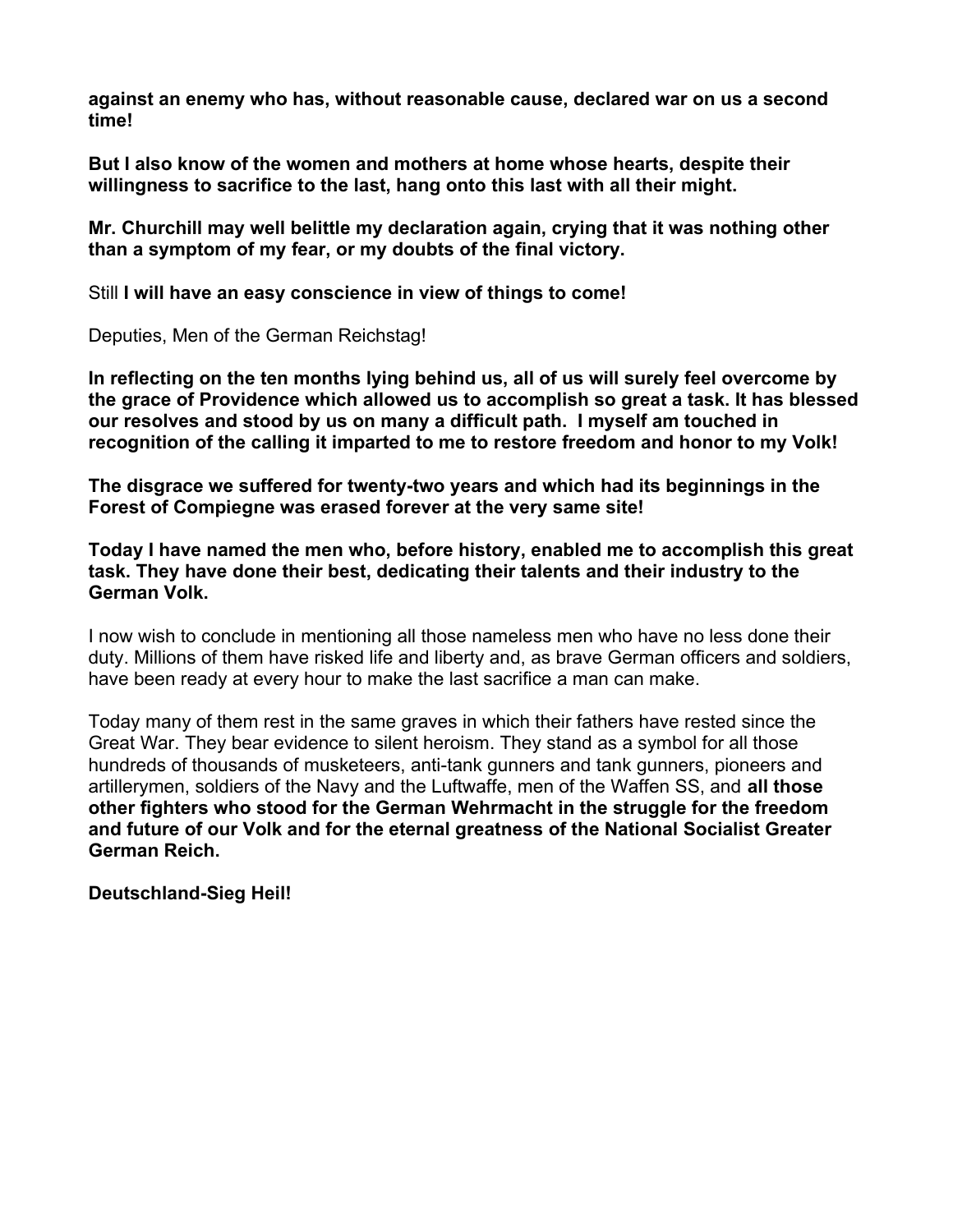**against an enemy who has, without reasonable cause, declared war on us a second time!**

**But I also know of the women and mothers at home whose hearts, despite their willingness to sacrifice to the last, hang onto this last with all their might.**

**Mr. Churchill may well belittle my declaration again, crying that it was nothing other than a symptom of my fear, or my doubts of the final victory.**

Still **I will have an easy conscience in view of things to come!**

Deputies, Men of the German Reichstag!

**In reflecting on the ten months lying behind us, all of us will surely feel overcome by the grace of Providence which allowed us to accomplish so great a task. It has blessed our resolves and stood by us on many a difficult path. I myself am touched in recognition of the calling it imparted to me to restore freedom and honor to my Volk!**

**The disgrace we suffered for twenty-two years and which had its beginnings in the Forest of Compiegne was erased forever at the very same site!**

**Today I have named the men who, before history, enabled me to accomplish this great task. They have done their best, dedicating their talents and their industry to the German Volk.**

I now wish to conclude in mentioning all those nameless men who have no less done their duty. Millions of them have risked life and liberty and, as brave German officers and soldiers, have been ready at every hour to make the last sacrifice a man can make.

Today many of them rest in the same graves in which their fathers have rested since the Great War. They bear evidence to silent heroism. They stand as a symbol for all those hundreds of thousands of musketeers, anti-tank gunners and tank gunners, pioneers and artillerymen, soldiers of the Navy and the Luftwaffe, men of the Waffen SS, and **all those other fighters who stood for the German Wehrmacht in the struggle for the freedom and future of our Volk and for the eternal greatness of the National Socialist Greater German Reich.**

**Deutschland-Sieg Heil!**